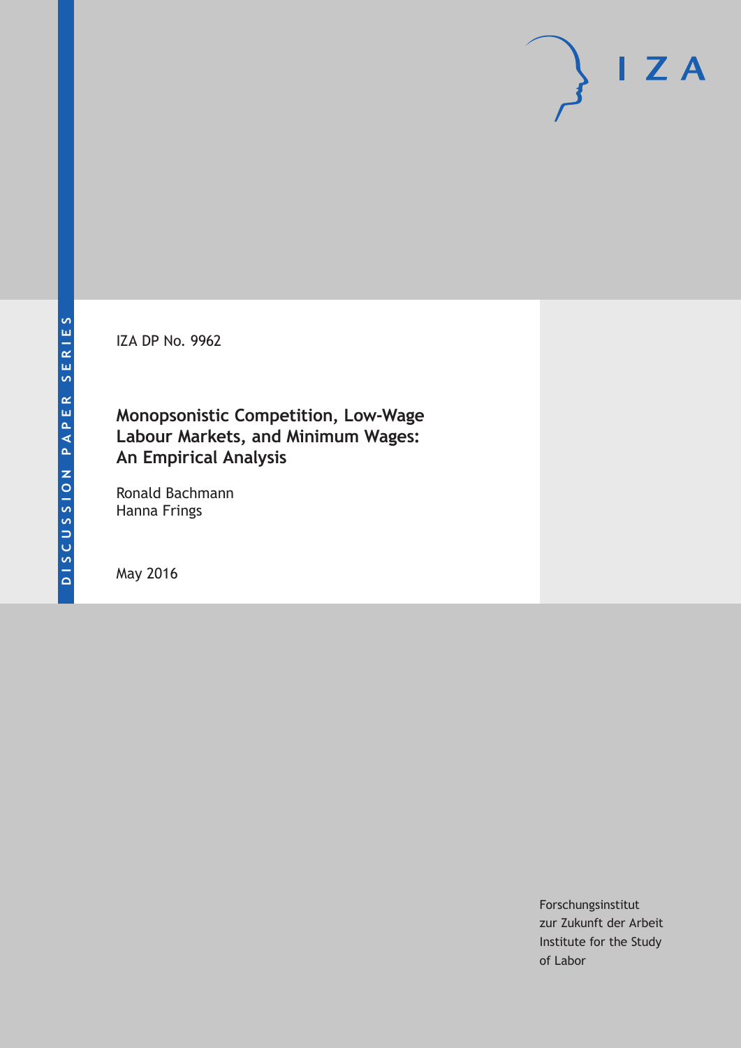DISCUSSION PAPER SERIES

IZA DP No. 9962

# Monopsonistic Competition, Low-Wage Labour Markets, and Minimum Wages: An Empirical Analysis

Ronald Bachmann
Hanna Frings

May 2016

Forschungsinstitut
zur Zukunft der Arbeit
Institute for the Study
of Labor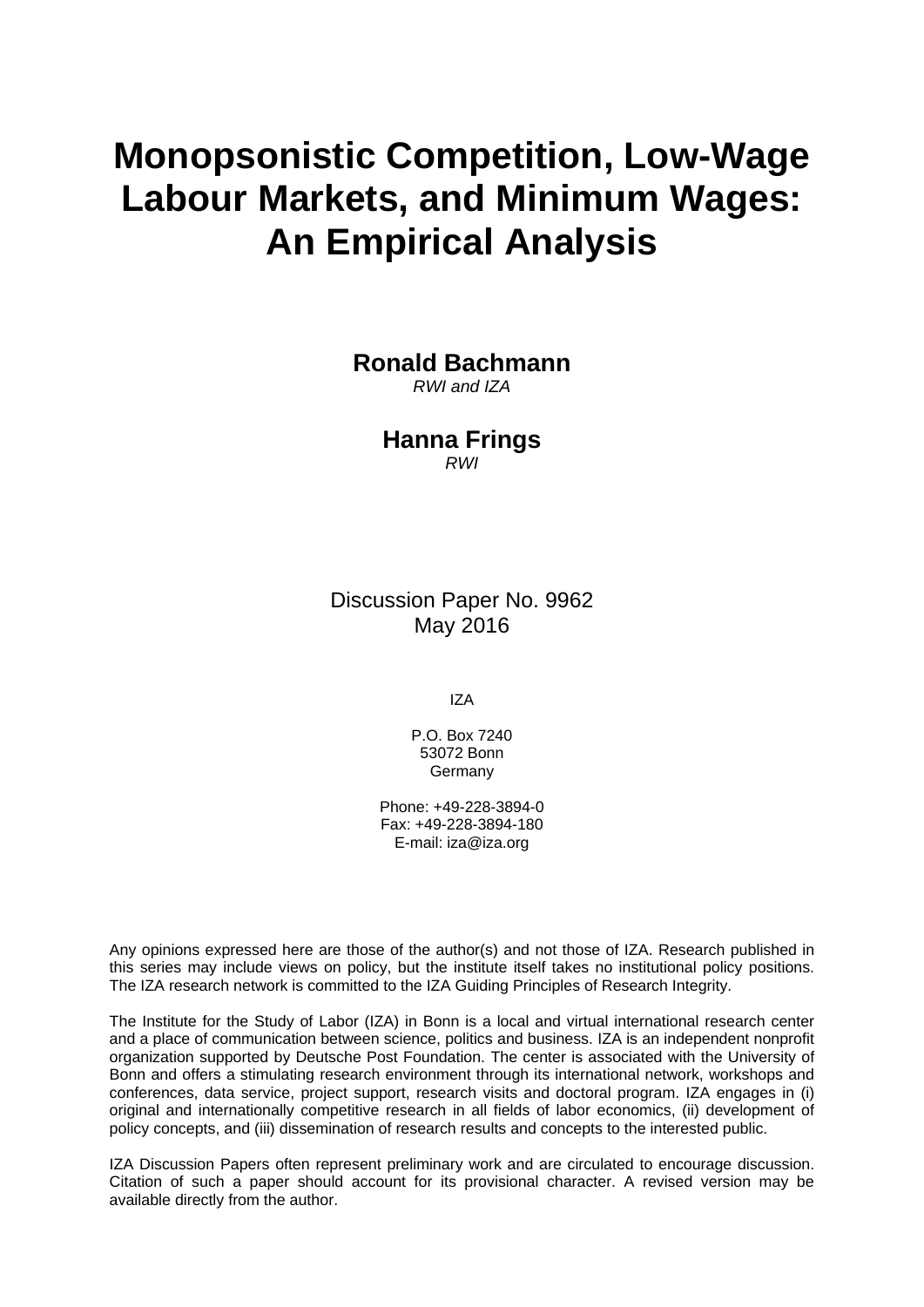# Monopsonistic Competition, Low-Wage Labour Markets, and Minimum Wages: An Empirical Analysis

**Ronald Bachmann**
*RWI and IZA*

**Hanna Frings**
*RWI*

Discussion Paper No. 9962
May 2016

IZA

P.O. Box 7240
53072 Bonn
Germany

Phone: +49-228-3894-0
Fax: +49-228-3894-180
E-mail: iza@iza.org

Any opinions expressed here are those of the author(s) and not those of IZA. Research published in this series may include views on policy, but the institute itself takes no institutional policy positions. The IZA research network is committed to the IZA Guiding Principles of Research Integrity.

The Institute for the Study of Labor (IZA) in Bonn is a local and virtual international research center and a place of communication between science, politics and business. IZA is an independent nonprofit organization supported by Deutsche Post Foundation. The center is associated with the University of Bonn and offers a stimulating research environment through its international network, workshops and conferences, data service, project support, research visits and doctoral program. IZA engages in (i) original and internationally competitive research in all fields of labor economics, (ii) development of policy concepts, and (iii) dissemination of research results and concepts to the interested public.

IZA Discussion Papers often represent preliminary work and are circulated to encourage discussion. Citation of such a paper should account for its provisional character. A revised version may be available directly from the author.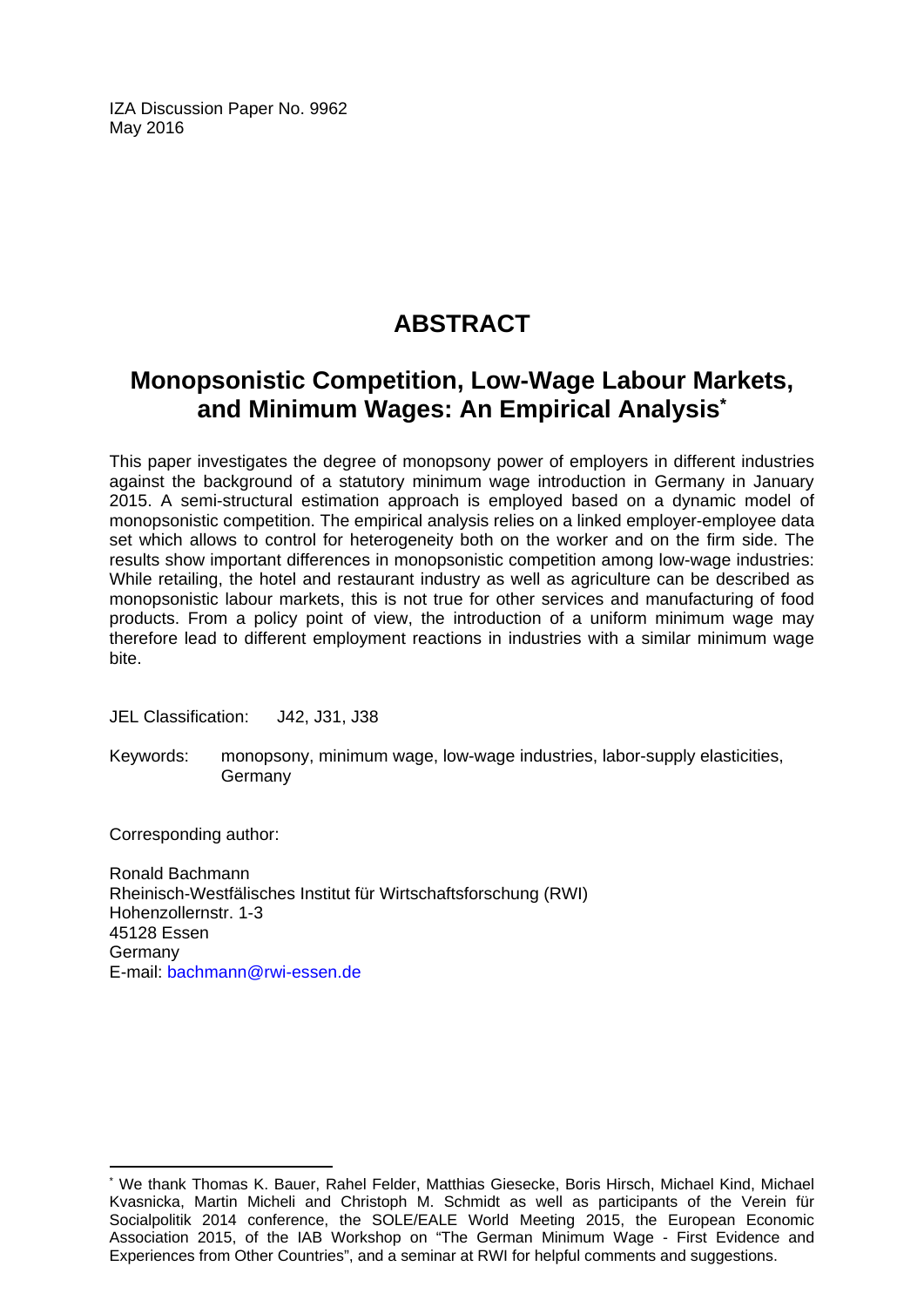IZA Discussion Paper No. 9962
May 2016

# ABSTRACT

## Monopsonistic Competition, Low-Wage Labour Markets, and Minimum Wages: An Empirical Analysis*

This paper investigates the degree of monopsony power of employers in different industries against the background of a statutory minimum wage introduction in Germany in January 2015. A semi-structural estimation approach is employed based on a dynamic model of monopsonistic competition. The empirical analysis relies on a linked employer-employee data set which allows to control for heterogeneity both on the worker and on the firm side. The results show important differences in monopsonistic competition among low-wage industries: While retailing, the hotel and restaurant industry as well as agriculture can be described as monopsonistic labour markets, this is not true for other services and manufacturing of food products. From a policy point of view, the introduction of a uniform minimum wage may therefore lead to different employment reactions in industries with a similar minimum wage bite.

JEL Classification: J42, J31, J38

Keywords: monopsony, minimum wage, low-wage industries, labor-supply elasticities, Germany

Corresponding author:

Ronald Bachmann
Rheinisch-Westfälisches Institut für Wirtschaftsforschung (RWI)
Hohenzollernstr. 1-3
45128 Essen
Germany
E-mail: bachmann@rwi-essen.de

---

* We thank Thomas K. Bauer, Rahel Felder, Matthias Giesecke, Boris Hirsch, Michael Kind, Michael Kvasnicka, Martin Micheli and Christoph M. Schmidt as well as participants of the Verein für Socialpolitik 2014 conference, the SOLE/EALE World Meeting 2015, the European Economic Association 2015, of the IAB Workshop on "The German Minimum Wage - First Evidence and Experiences from Other Countries", and a seminar at RWI for helpful comments and suggestions.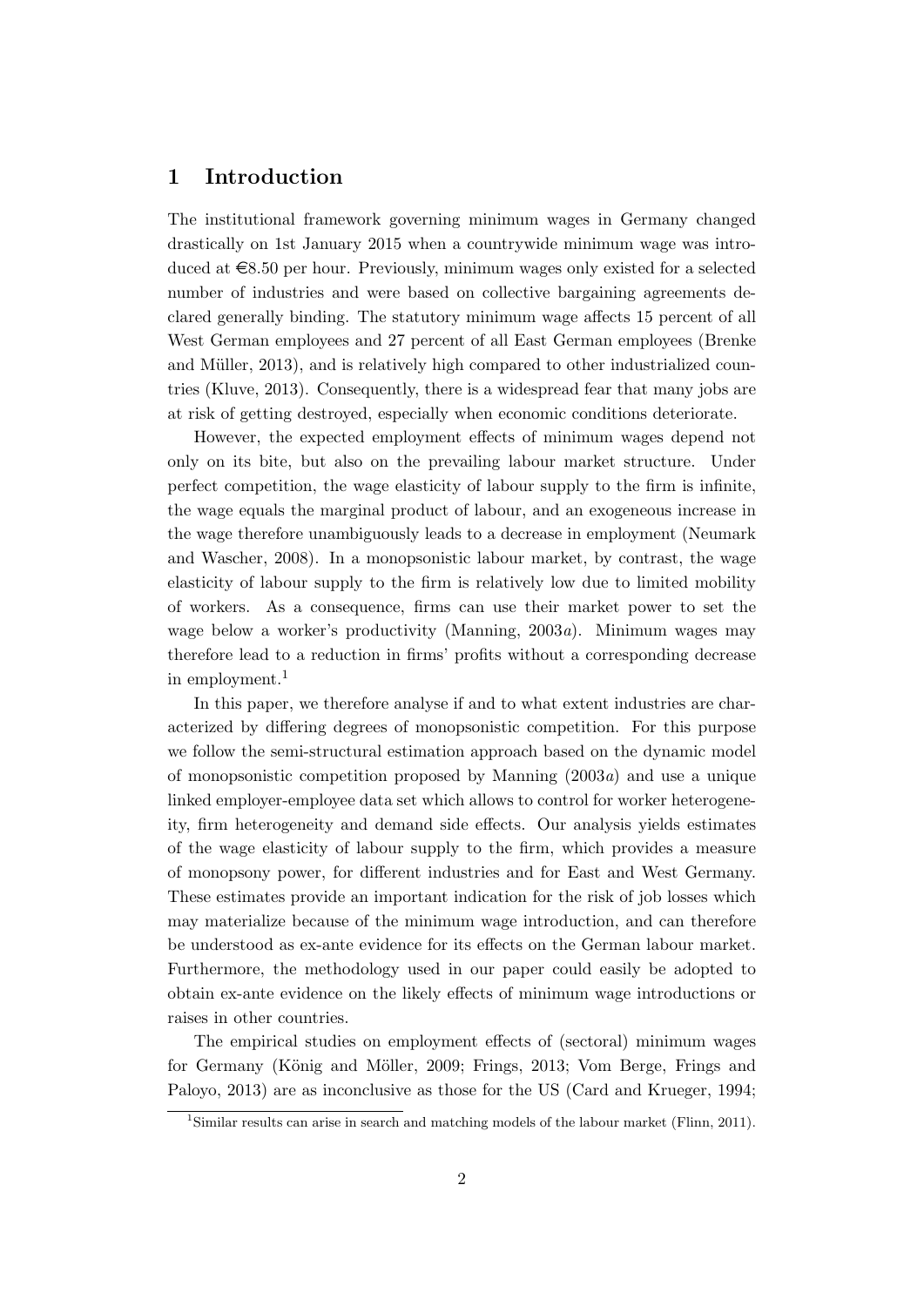# 1 Introduction

The institutional framework governing minimum wages in Germany changed drastically on 1st January 2015 when a countrywide minimum wage was introduced at €8.50 per hour. Previously, minimum wages only existed for a selected number of industries and were based on collective bargaining agreements declared generally binding. The statutory minimum wage affects 15 percent of all West German employees and 27 percent of all East German employees (Brenke and Müller, 2013), and is relatively high compared to other industrialized countries (Kluve, 2013). Consequently, there is a widespread fear that many jobs are at risk of getting destroyed, especially when economic conditions deteriorate.

However, the expected employment effects of minimum wages depend not only on its bite, but also on the prevailing labour market structure. Under perfect competition, the wage elasticity of labour supply to the firm is infinite, the wage equals the marginal product of labour, and an exogeneous increase in the wage therefore unambiguously leads to a decrease in employment (Neumark and Wascher, 2008). In a monopsonistic labour market, by contrast, the wage elasticity of labour supply to the firm is relatively low due to limited mobility of workers. As a consequence, firms can use their market power to set the wage below a worker's productivity (Manning, 2003*a*). Minimum wages may therefore lead to a reduction in firms' profits without a corresponding decrease in employment.[1]

In this paper, we therefore analyse if and to what extent industries are characterized by differing degrees of monopsonistic competition. For this purpose we follow the semi-structural estimation approach based on the dynamic model of monopsonistic competition proposed by Manning (2003*a*) and use a unique linked employer-employee data set which allows to control for worker heterogeneity, firm heterogeneity and demand side effects. Our analysis yields estimates of the wage elasticity of labour supply to the firm, which provides a measure of monopsony power, for different industries and for East and West Germany. These estimates provide an important indication for the risk of job losses which may materialize because of the minimum wage introduction, and can therefore be understood as ex-ante evidence for its effects on the German labour market. Furthermore, the methodology used in our paper could easily be adopted to obtain ex-ante evidence on the likely effects of minimum wage introductions or raises in other countries.

The empirical studies on employment effects of (sectoral) minimum wages for Germany (König and Möller, 2009; Frings, 2013; Vom Berge, Frings and Paloyo, 2013) are as inconclusive as those for the US (Card and Krueger, 1994;

[1] Similar results can arise in search and matching models of the labour market (Flinn, 2011).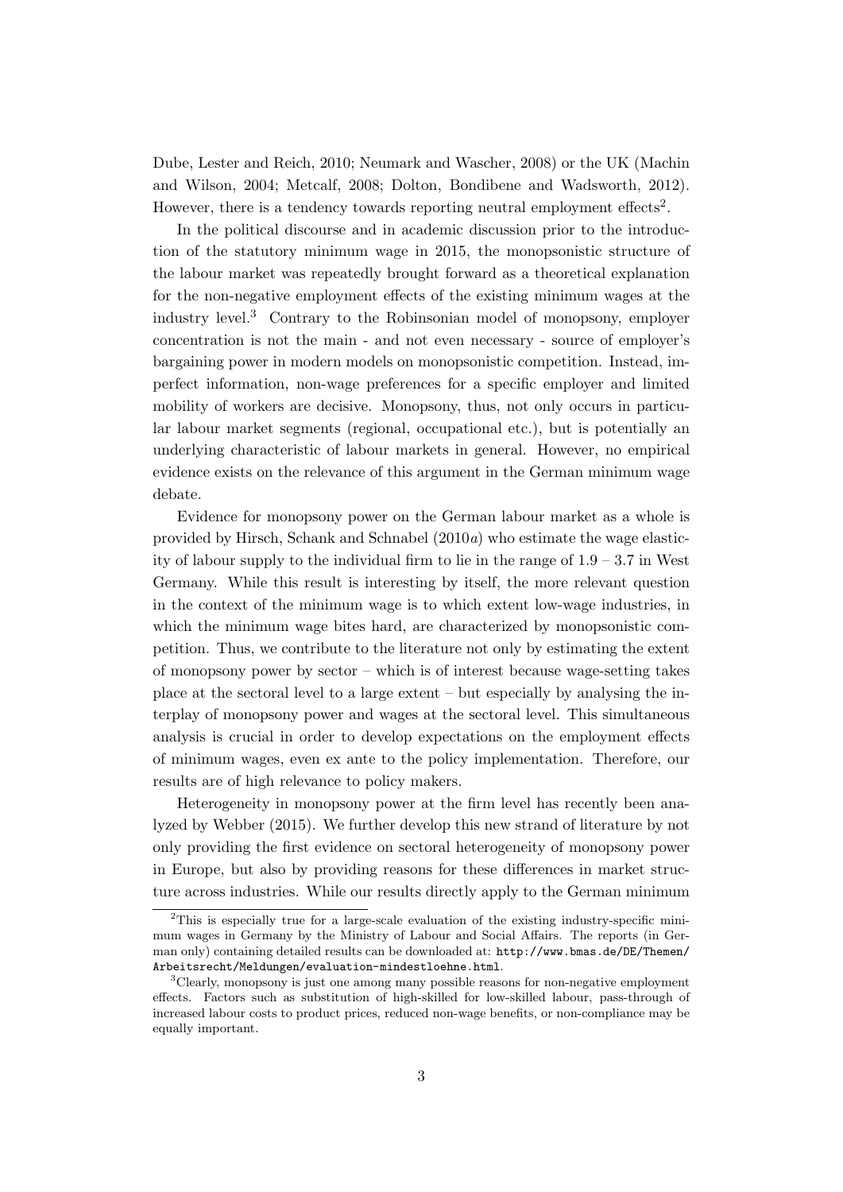Dube, Lester and Reich, 2010; Neumark and Wascher, 2008) or the UK (Machin and Wilson, 2004; Metcalf, 2008; Dolton, Bondibene and Wadsworth, 2012). However, there is a tendency towards reporting neutral employment effects[2].

In the political discourse and in academic discussion prior to the introduction of the statutory minimum wage in 2015, the monopsonistic structure of the labour market was repeatedly brought forward as a theoretical explanation for the non-negative employment effects of the existing minimum wages at the industry level.[3] Contrary to the Robinsonian model of monopsony, employer concentration is not the main - and not even necessary - source of employer's bargaining power in modern models on monopsonistic competition. Instead, imperfect information, non-wage preferences for a specific employer and limited mobility of workers are decisive. Monopsony, thus, not only occurs in particular labour market segments (regional, occupational etc.), but is potentially an underlying characteristic of labour markets in general. However, no empirical evidence exists on the relevance of this argument in the German minimum wage debate.

Evidence for monopsony power on the German labour market as a whole is provided by Hirsch, Schank and Schnabel (2010*a*) who estimate the wage elasticity of labour supply to the individual firm to lie in the range of 1.9 – 3.7 in West Germany. While this result is interesting by itself, the more relevant question in the context of the minimum wage is to which extent low-wage industries, in which the minimum wage bites hard, are characterized by monopsonistic competition. Thus, we contribute to the literature not only by estimating the extent of monopsony power by sector – which is of interest because wage-setting takes place at the sectoral level to a large extent – but especially by analysing the interplay of monopsony power and wages at the sectoral level. This simultaneous analysis is crucial in order to develop expectations on the employment effects of minimum wages, even ex ante to the policy implementation. Therefore, our results are of high relevance to policy makers.

Heterogeneity in monopsony power at the firm level has recently been analyzed by Webber (2015). We further develop this new strand of literature by not only providing the first evidence on sectoral heterogeneity of monopsony power in Europe, but also by providing reasons for these differences in market structure across industries. While our results directly apply to the German minimum

---

[2] This is especially true for a large-scale evaluation of the existing industry-specific minimum wages in Germany by the Ministry of Labour and Social Affairs. The reports (in German only) containing detailed results can be downloaded at: `http://www.bmas.de/DE/Themen/Arbeitsrecht/Meldungen/evaluation-mindestloehne.html`.

[3] Clearly, monopsony is just one among many possible reasons for non-negative employment effects. Factors such as substitution of high-skilled for low-skilled labour, pass-through of increased labour costs to product prices, reduced non-wage benefits, or non-compliance may be equally important.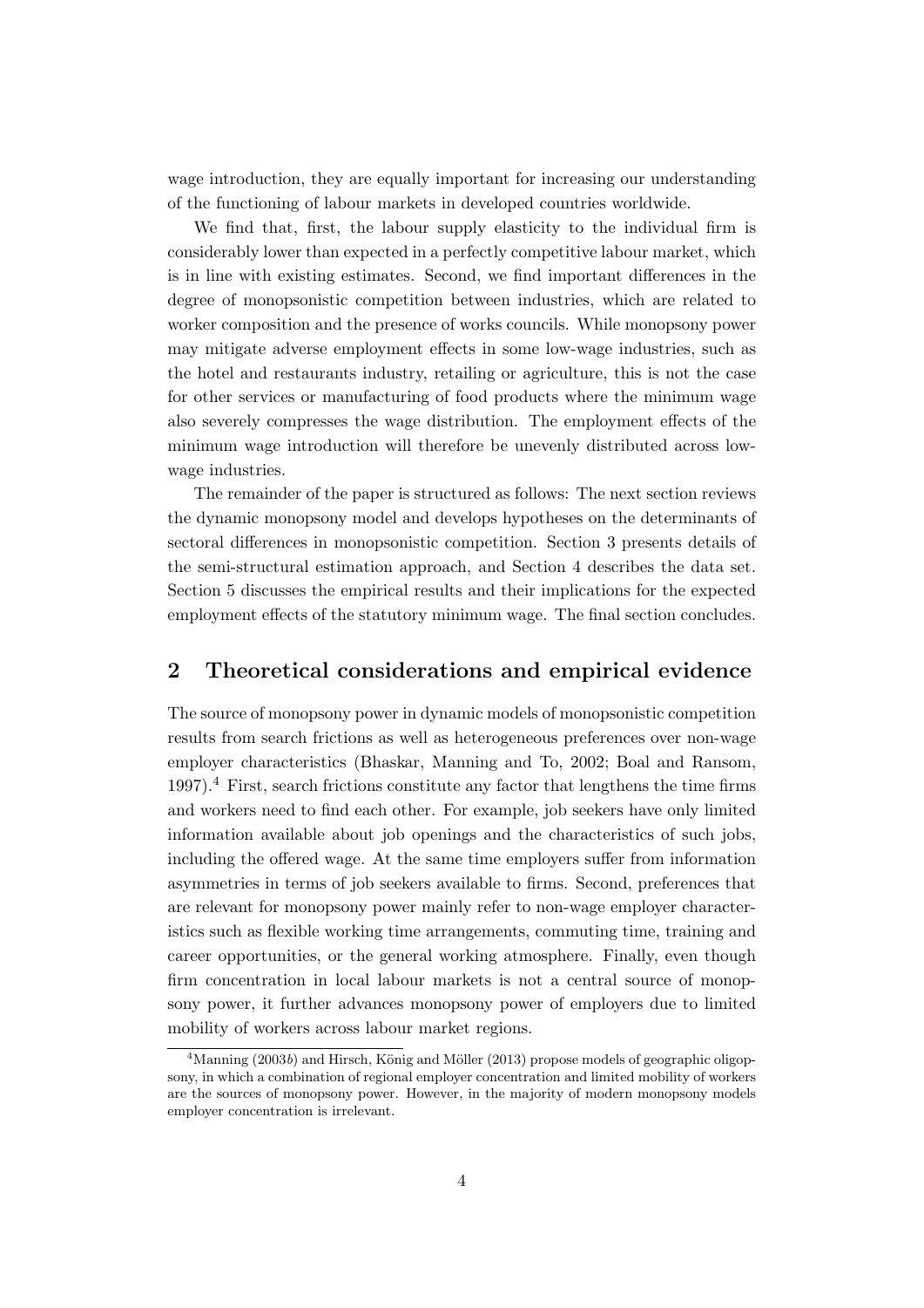wage introduction, they are equally important for increasing our understanding of the functioning of labour markets in developed countries worldwide.

We find that, first, the labour supply elasticity to the individual firm is considerably lower than expected in a perfectly competitive labour market, which is in line with existing estimates. Second, we find important differences in the degree of monopsonistic competition between industries, which are related to worker composition and the presence of works councils. While monopsony power may mitigate adverse employment effects in some low-wage industries, such as the hotel and restaurants industry, retailing or agriculture, this is not the case for other services or manufacturing of food products where the minimum wage also severely compresses the wage distribution. The employment effects of the minimum wage introduction will therefore be unevenly distributed across low-wage industries.

The remainder of the paper is structured as follows: The next section reviews the dynamic monopsony model and develops hypotheses on the determinants of sectoral differences in monopsonistic competition. Section 3 presents details of the semi-structural estimation approach, and Section 4 describes the data set. Section 5 discusses the empirical results and their implications for the expected employment effects of the statutory minimum wage. The final section concludes.

## 2 Theoretical considerations and empirical evidence

The source of monopsony power in dynamic models of monopsonistic competition results from search frictions as well as heterogeneous preferences over non-wage employer characteristics (Bhaskar, Manning and To, 2002; Boal and Ransom, 1997).[4] First, search frictions constitute any factor that lengthens the time firms and workers need to find each other. For example, job seekers have only limited information available about job openings and the characteristics of such jobs, including the offered wage. At the same time employers suffer from information asymmetries in terms of job seekers available to firms. Second, preferences that are relevant for monopsony power mainly refer to non-wage employer characteristics such as flexible working time arrangements, commuting time, training and career opportunities, or the general working atmosphere. Finally, even though firm concentration in local labour markets is not a central source of monopsony power, it further advances monopsony power of employers due to limited mobility of workers across labour market regions.

[4] Manning (2003*b*) and Hirsch, König and Möller (2013) propose models of geographic oligopsony, in which a combination of regional employer concentration and limited mobility of workers are the sources of monopsony power. However, in the majority of modern monopsony models employer concentration is irrelevant.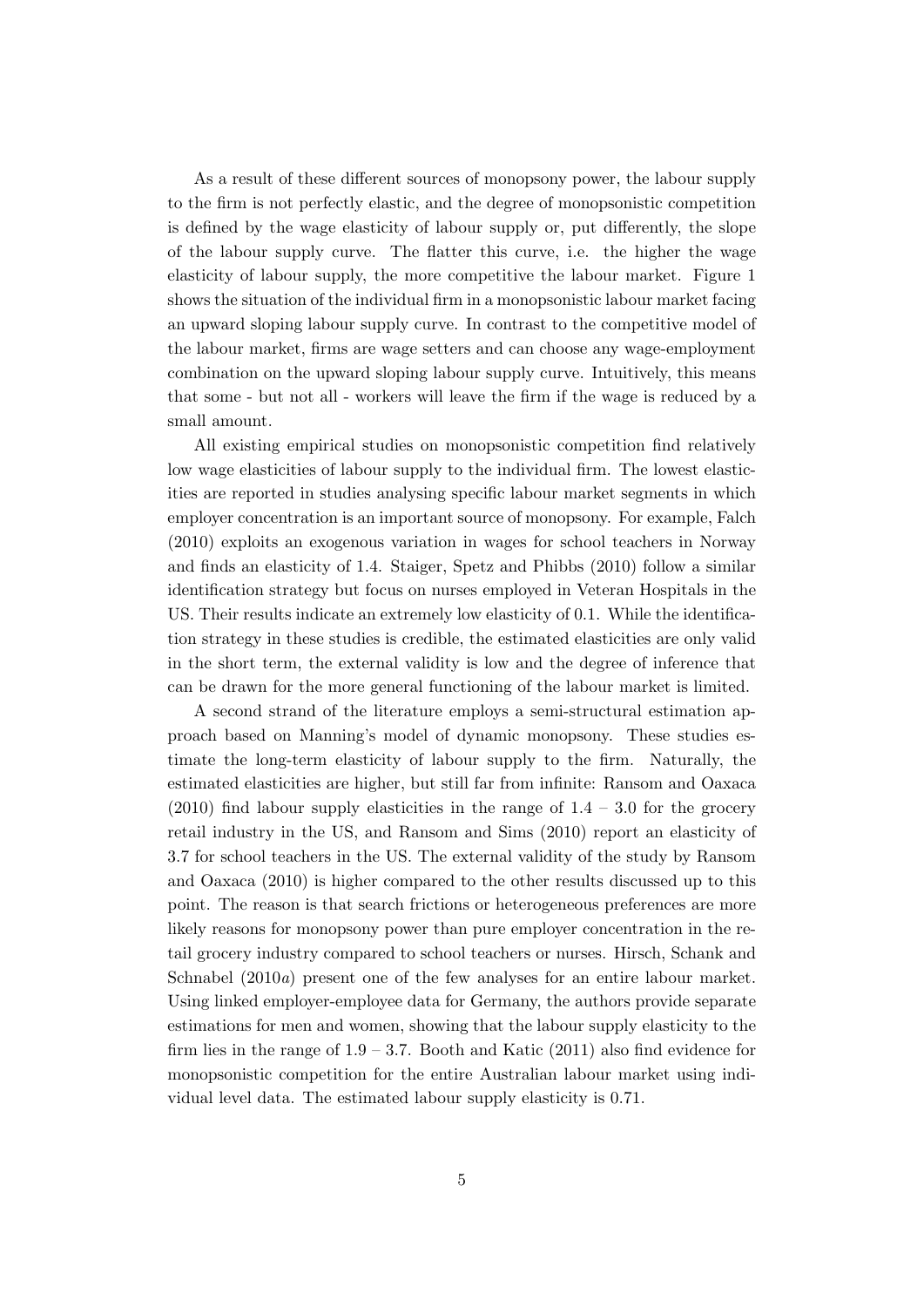As a result of these different sources of monopsony power, the labour supply to the firm is not perfectly elastic, and the degree of monopsonistic competition is defined by the wage elasticity of labour supply or, put differently, the slope of the labour supply curve. The flatter this curve, i.e. the higher the wage elasticity of labour supply, the more competitive the labour market. Figure 1 shows the situation of the individual firm in a monopsonistic labour market facing an upward sloping labour supply curve. In contrast to the competitive model of the labour market, firms are wage setters and can choose any wage-employment combination on the upward sloping labour supply curve. Intuitively, this means that some - but not all - workers will leave the firm if the wage is reduced by a small amount.

All existing empirical studies on monopsonistic competition find relatively low wage elasticities of labour supply to the individual firm. The lowest elasticities are reported in studies analysing specific labour market segments in which employer concentration is an important source of monopsony. For example, Falch (2010) exploits an exogenous variation in wages for school teachers in Norway and finds an elasticity of 1.4. Staiger, Spetz and Phibbs (2010) follow a similar identification strategy but focus on nurses employed in Veteran Hospitals in the US. Their results indicate an extremely low elasticity of 0.1. While the identification strategy in these studies is credible, the estimated elasticities are only valid in the short term, the external validity is low and the degree of inference that can be drawn for the more general functioning of the labour market is limited.

A second strand of the literature employs a semi-structural estimation approach based on Manning's model of dynamic monopsony. These studies estimate the long-term elasticity of labour supply to the firm. Naturally, the estimated elasticities are higher, but still far from infinite: Ransom and Oaxaca (2010) find labour supply elasticities in the range of 1.4 – 3.0 for the grocery retail industry in the US, and Ransom and Sims (2010) report an elasticity of 3.7 for school teachers in the US. The external validity of the study by Ransom and Oaxaca (2010) is higher compared to the other results discussed up to this point. The reason is that search frictions or heterogeneous preferences are more likely reasons for monopsony power than pure employer concentration in the retail grocery industry compared to school teachers or nurses. Hirsch, Schank and Schnabel (2010*a*) present one of the few analyses for an entire labour market. Using linked employer-employee data for Germany, the authors provide separate estimations for men and women, showing that the labour supply elasticity to the firm lies in the range of 1.9 – 3.7. Booth and Katic (2011) also find evidence for monopsonistic competition for the entire Australian labour market using individual level data. The estimated labour supply elasticity is 0.71.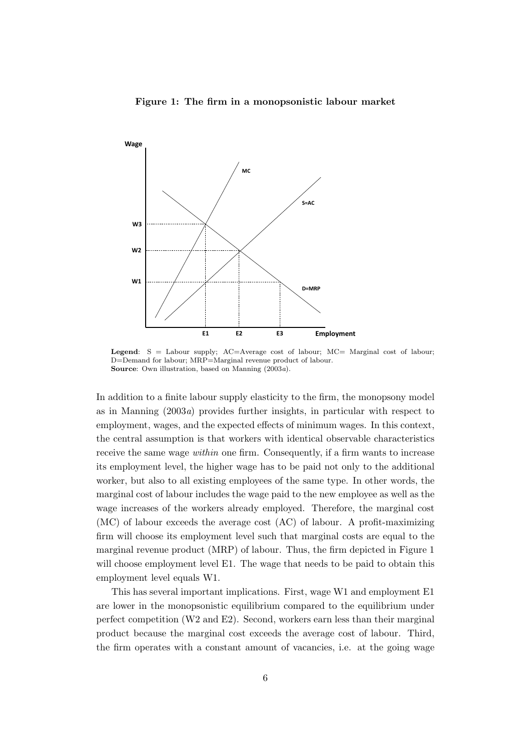**Figure 1: The firm in a monopsonistic labour market**

**Legend**: S = Labour supply; AC=Average cost of labour; MC= Marginal cost of labour; D=Demand for labour; MRP=Marginal revenue product of labour.
**Source**: Own illustration, based on Manning (2003*a*).

In addition to a finite labour supply elasticity to the firm, the monopsony model as in Manning (2003*a*) provides further insights, in particular with respect to employment, wages, and the expected effects of minimum wages. In this context, the central assumption is that workers with identical observable characteristics receive the same wage *within* one firm. Consequently, if a firm wants to increase its employment level, the higher wage has to be paid not only to the additional worker, but also to all existing employees of the same type. In other words, the marginal cost of labour includes the wage paid to the new employee as well as the wage increases of the workers already employed. Therefore, the marginal cost (MC) of labour exceeds the average cost (AC) of labour. A profit-maximizing firm will choose its employment level such that marginal costs are equal to the marginal revenue product (MRP) of labour. Thus, the firm depicted in Figure 1 will choose employment level E1. The wage that needs to be paid to obtain this employment level equals W1.

This has several important implications. First, wage W1 and employment E1 are lower in the monopsonistic equilibrium compared to the equilibrium under perfect competition (W2 and E2). Second, workers earn less than their marginal product because the marginal cost exceeds the average cost of labour. Third, the firm operates with a constant amount of vacancies, i.e. at the going wage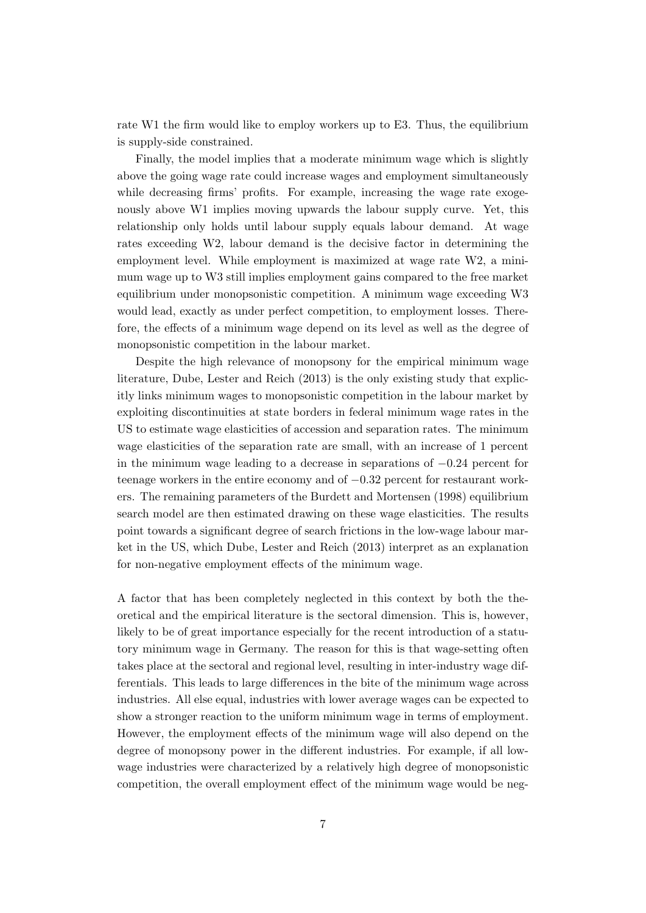rate W1 the firm would like to employ workers up to E3. Thus, the equilibrium is supply-side constrained.

Finally, the model implies that a moderate minimum wage which is slightly above the going wage rate could increase wages and employment simultaneously while decreasing firms' profits. For example, increasing the wage rate exogenously above W1 implies moving upwards the labour supply curve. Yet, this relationship only holds until labour supply equals labour demand. At wage rates exceeding W2, labour demand is the decisive factor in determining the employment level. While employment is maximized at wage rate W2, a minimum wage up to W3 still implies employment gains compared to the free market equilibrium under monopsonistic competition. A minimum wage exceeding W3 would lead, exactly as under perfect competition, to employment losses. Therefore, the effects of a minimum wage depend on its level as well as the degree of monopsonistic competition in the labour market.

Despite the high relevance of monopsony for the empirical minimum wage literature, Dube, Lester and Reich (2013) is the only existing study that explicitly links minimum wages to monopsonistic competition in the labour market by exploiting discontinuities at state borders in federal minimum wage rates in the US to estimate wage elasticities of accession and separation rates. The minimum wage elasticities of the separation rate are small, with an increase of 1 percent in the minimum wage leading to a decrease in separations of $-0.24$ percent for teenage workers in the entire economy and of $-0.32$ percent for restaurant workers. The remaining parameters of the Burdett and Mortensen (1998) equilibrium search model are then estimated drawing on these wage elasticities. The results point towards a significant degree of search frictions in the low-wage labour market in the US, which Dube, Lester and Reich (2013) interpret as an explanation for non-negative employment effects of the minimum wage.

A factor that has been completely neglected in this context by both the theoretical and the empirical literature is the sectoral dimension. This is, however, likely to be of great importance especially for the recent introduction of a statutory minimum wage in Germany. The reason for this is that wage-setting often takes place at the sectoral and regional level, resulting in inter-industry wage differentials. This leads to large differences in the bite of the minimum wage across industries. All else equal, industries with lower average wages can be expected to show a stronger reaction to the uniform minimum wage in terms of employment. However, the employment effects of the minimum wage will also depend on the degree of monopsony power in the different industries. For example, if all low-wage industries were characterized by a relatively high degree of monopsonistic competition, the overall employment effect of the minimum wage would be neg-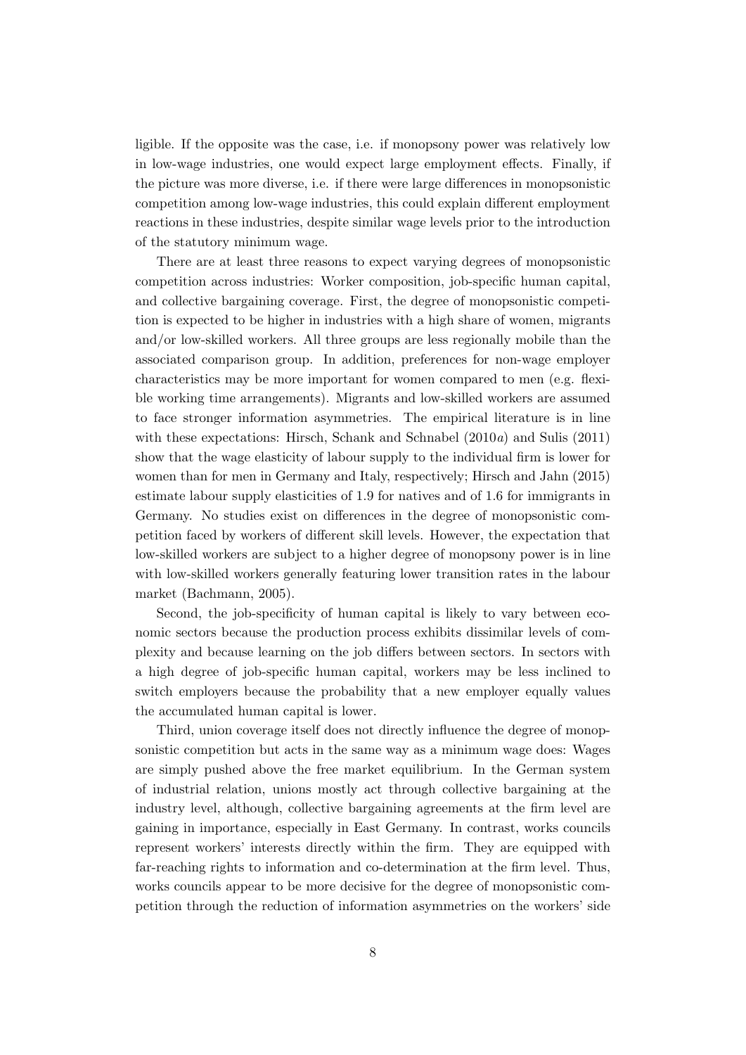ligible. If the opposite was the case, i.e. if monopsony power was relatively low in low-wage industries, one would expect large employment effects. Finally, if the picture was more diverse, i.e. if there were large differences in monopsonistic competition among low-wage industries, this could explain different employment reactions in these industries, despite similar wage levels prior to the introduction of the statutory minimum wage.

There are at least three reasons to expect varying degrees of monopsonistic competition across industries: Worker composition, job-specific human capital, and collective bargaining coverage. First, the degree of monopsonistic competition is expected to be higher in industries with a high share of women, migrants and/or low-skilled workers. All three groups are less regionally mobile than the associated comparison group. In addition, preferences for non-wage employer characteristics may be more important for women compared to men (e.g. flexible working time arrangements). Migrants and low-skilled workers are assumed to face stronger information asymmetries. The empirical literature is in line with these expectations: Hirsch, Schank and Schnabel (2010*a*) and Sulis (2011) show that the wage elasticity of labour supply to the individual firm is lower for women than for men in Germany and Italy, respectively; Hirsch and Jahn (2015) estimate labour supply elasticities of 1.9 for natives and of 1.6 for immigrants in Germany. No studies exist on differences in the degree of monopsonistic competition faced by workers of different skill levels. However, the expectation that low-skilled workers are subject to a higher degree of monopsony power is in line with low-skilled workers generally featuring lower transition rates in the labour market (Bachmann, 2005).

Second, the job-specificity of human capital is likely to vary between economic sectors because the production process exhibits dissimilar levels of complexity and because learning on the job differs between sectors. In sectors with a high degree of job-specific human capital, workers may be less inclined to switch employers because the probability that a new employer equally values the accumulated human capital is lower.

Third, union coverage itself does not directly influence the degree of monopsonistic competition but acts in the same way as a minimum wage does: Wages are simply pushed above the free market equilibrium. In the German system of industrial relation, unions mostly act through collective bargaining at the industry level, although, collective bargaining agreements at the firm level are gaining in importance, especially in East Germany. In contrast, works councils represent workers' interests directly within the firm. They are equipped with far-reaching rights to information and co-determination at the firm level. Thus, works councils appear to be more decisive for the degree of monopsonistic competition through the reduction of information asymmetries on the workers' side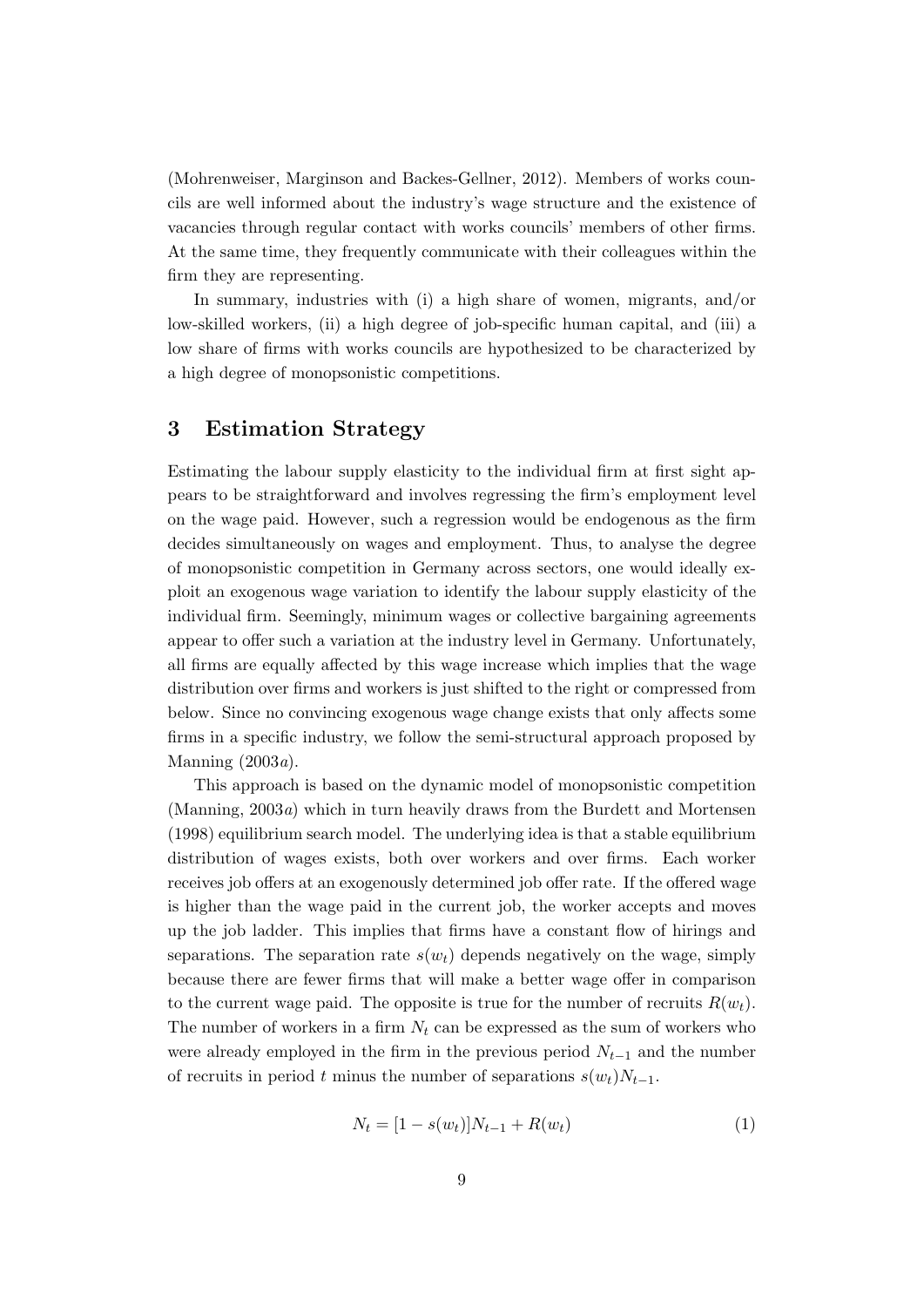(Mohrenweiser, Marginson and Backes-Gellner, 2012). Members of works councils are well informed about the industry's wage structure and the existence of vacancies through regular contact with works councils' members of other firms. At the same time, they frequently communicate with their colleagues within the firm they are representing.

In summary, industries with (i) a high share of women, migrants, and/or low-skilled workers, (ii) a high degree of job-specific human capital, and (iii) a low share of firms with works councils are hypothesized to be characterized by a high degree of monopsonistic competitions.

## 3 Estimation Strategy

Estimating the labour supply elasticity to the individual firm at first sight appears to be straightforward and involves regressing the firm's employment level on the wage paid. However, such a regression would be endogenous as the firm decides simultaneously on wages and employment. Thus, to analyse the degree of monopsonistic competition in Germany across sectors, one would ideally exploit an exogenous wage variation to identify the labour supply elasticity of the individual firm. Seemingly, minimum wages or collective bargaining agreements appear to offer such a variation at the industry level in Germany. Unfortunately, all firms are equally affected by this wage increase which implies that the wage distribution over firms and workers is just shifted to the right or compressed from below. Since no convincing exogenous wage change exists that only affects some firms in a specific industry, we follow the semi-structural approach proposed by Manning (2003*a*).

This approach is based on the dynamic model of monopsonistic competition (Manning, 2003*a*) which in turn heavily draws from the Burdett and Mortensen (1998) equilibrium search model. The underlying idea is that a stable equilibrium distribution of wages exists, both over workers and over firms. Each worker receives job offers at an exogenously determined job offer rate. If the offered wage is higher than the wage paid in the current job, the worker accepts and moves up the job ladder. This implies that firms have a constant flow of hirings and separations. The separation rate $s(w_t)$ depends negatively on the wage, simply because there are fewer firms that will make a better wage offer in comparison to the current wage paid. The opposite is true for the number of recruits $R(w_t)$. The number of workers in a firm $N_t$ can be expressed as the sum of workers who were already employed in the firm in the previous period $N_{t-1}$ and the number of recruits in period $t$ minus the number of separations $s(w_t)N_{t-1}$.

$$N_t = [1 - s(w_t)]N_{t-1} + R(w_t) \tag{1}$$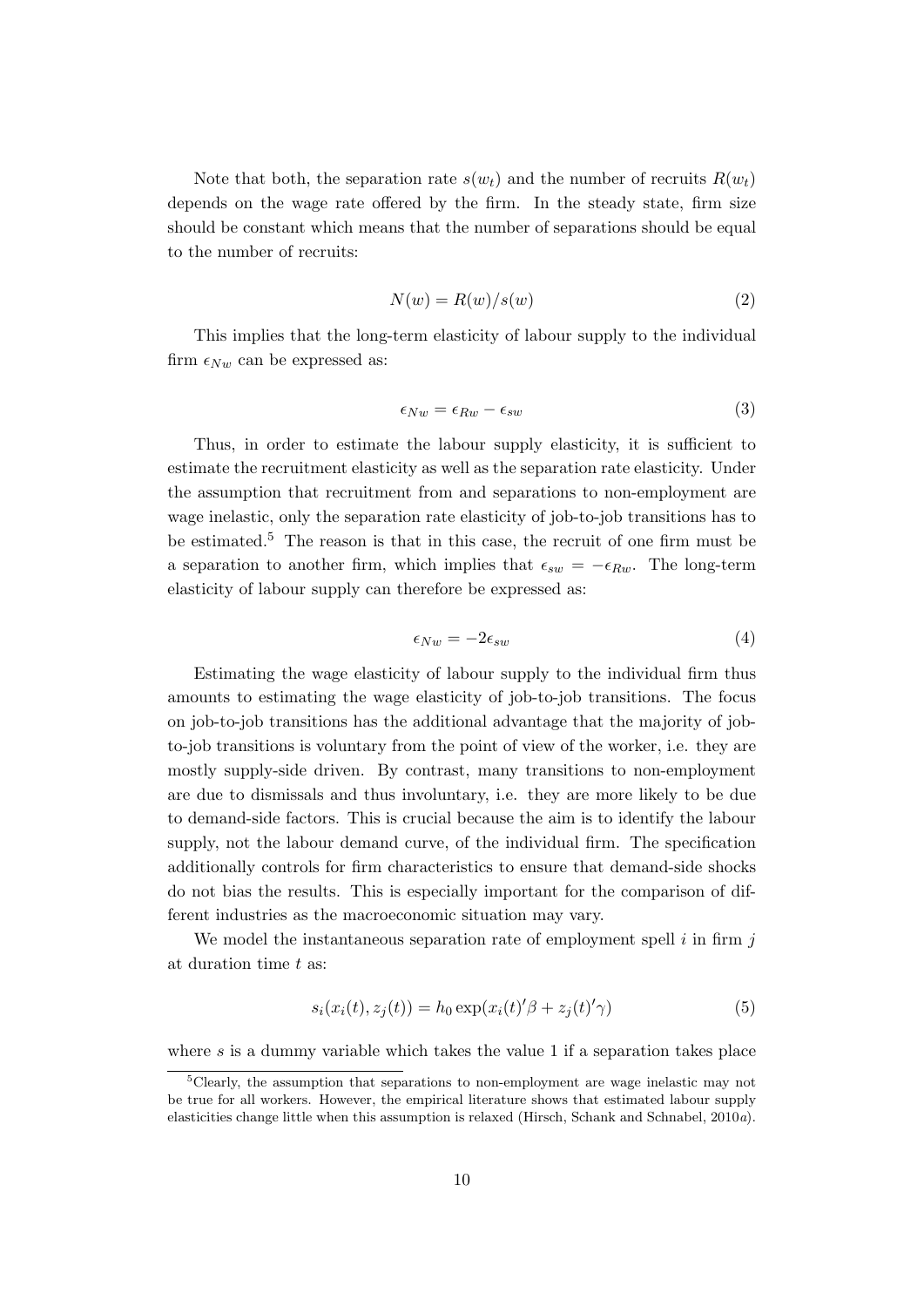Note that both, the separation rate $s(w_t)$ and the number of recruits $R(w_t)$ depends on the wage rate offered by the firm. In the steady state, firm size should be constant which means that the number of separations should be equal to the number of recruits:

$$N(w) = R(w)/s(w) \tag{2}$$

This implies that the long-term elasticity of labour supply to the individual firm $\epsilon_{Nw}$ can be expressed as:

$$\epsilon_{Nw} = \epsilon_{Rw} - \epsilon_{sw} \tag{3}$$

Thus, in order to estimate the labour supply elasticity, it is sufficient to estimate the recruitment elasticity as well as the separation rate elasticity. Under the assumption that recruitment from and separations to non-employment are wage inelastic, only the separation rate elasticity of job-to-job transitions has to be estimated.[5] The reason is that in this case, the recruit of one firm must be a separation to another firm, which implies that $\epsilon_{sw} = -\epsilon_{Rw}$. The long-term elasticity of labour supply can therefore be expressed as:

$$\epsilon_{Nw} = -2\epsilon_{sw} \tag{4}$$

Estimating the wage elasticity of labour supply to the individual firm thus amounts to estimating the wage elasticity of job-to-job transitions. The focus on job-to-job transitions has the additional advantage that the majority of job-to-job transitions is voluntary from the point of view of the worker, i.e. they are mostly supply-side driven. By contrast, many transitions to non-employment are due to dismissals and thus involuntary, i.e. they are more likely to be due to demand-side factors. This is crucial because the aim is to identify the labour supply, not the labour demand curve, of the individual firm. The specification additionally controls for firm characteristics to ensure that demand-side shocks do not bias the results. This is especially important for the comparison of different industries as the macroeconomic situation may vary.

We model the instantaneous separation rate of employment spell $i$ in firm $j$ at duration time $t$ as:

$$s_i(x_i(t), z_j(t)) = h_0 \exp(x_i(t)'\beta + z_j(t)'\gamma) \tag{5}$$

where $s$ is a dummy variable which takes the value 1 if a separation takes place

[5] Clearly, the assumption that separations to non-employment are wage inelastic may not be true for all workers. However, the empirical literature shows that estimated labour supply elasticities change little when this assumption is relaxed (Hirsch, Schank and Schnabel, 2010*a*).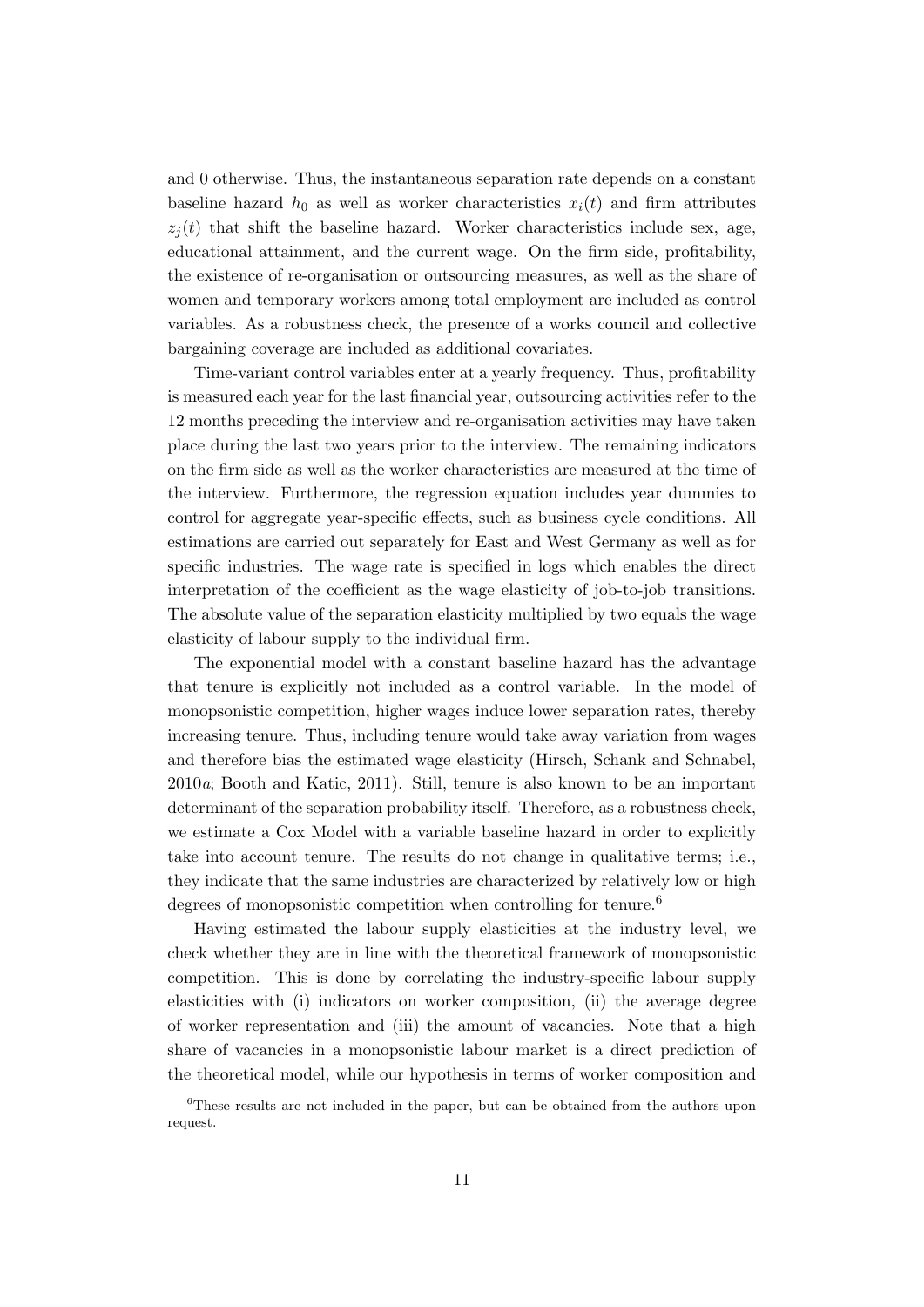and 0 otherwise. Thus, the instantaneous separation rate depends on a constant baseline hazard $h_0$ as well as worker characteristics $x_i(t)$ and firm attributes $z_j(t)$ that shift the baseline hazard. Worker characteristics include sex, age, educational attainment, and the current wage. On the firm side, profitability, the existence of re-organisation or outsourcing measures, as well as the share of women and temporary workers among total employment are included as control variables. As a robustness check, the presence of a works council and collective bargaining coverage are included as additional covariates.

Time-variant control variables enter at a yearly frequency. Thus, profitability is measured each year for the last financial year, outsourcing activities refer to the 12 months preceding the interview and re-organisation activities may have taken place during the last two years prior to the interview. The remaining indicators on the firm side as well as the worker characteristics are measured at the time of the interview. Furthermore, the regression equation includes year dummies to control for aggregate year-specific effects, such as business cycle conditions. All estimations are carried out separately for East and West Germany as well as for specific industries. The wage rate is specified in logs which enables the direct interpretation of the coefficient as the wage elasticity of job-to-job transitions. The absolute value of the separation elasticity multiplied by two equals the wage elasticity of labour supply to the individual firm.

The exponential model with a constant baseline hazard has the advantage that tenure is explicitly not included as a control variable. In the model of monopsonistic competition, higher wages induce lower separation rates, thereby increasing tenure. Thus, including tenure would take away variation from wages and therefore bias the estimated wage elasticity (Hirsch, Schank and Schnabel, 2010*a*; Booth and Katic, 2011). Still, tenure is also known to be an important determinant of the separation probability itself. Therefore, as a robustness check, we estimate a Cox Model with a variable baseline hazard in order to explicitly take into account tenure. The results do not change in qualitative terms; i.e., they indicate that the same industries are characterized by relatively low or high degrees of monopsonistic competition when controlling for tenure.[6]

Having estimated the labour supply elasticities at the industry level, we check whether they are in line with the theoretical framework of monopsonistic competition. This is done by correlating the industry-specific labour supply elasticities with (i) indicators on worker composition, (ii) the average degree of worker representation and (iii) the amount of vacancies. Note that a high share of vacancies in a monopsonistic labour market is a direct prediction of the theoretical model, while our hypothesis in terms of worker composition and

[6]These results are not included in the paper, but can be obtained from the authors upon request.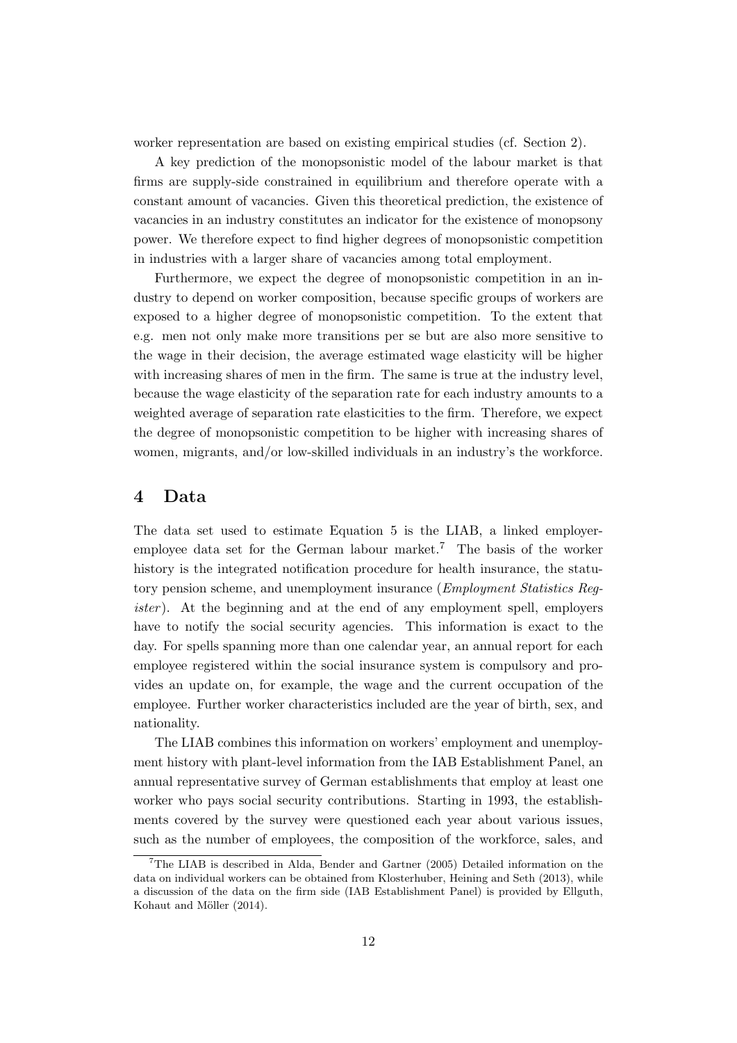worker representation are based on existing empirical studies (cf. Section 2).

A key prediction of the monopsonistic model of the labour market is that firms are supply-side constrained in equilibrium and therefore operate with a constant amount of vacancies. Given this theoretical prediction, the existence of vacancies in an industry constitutes an indicator for the existence of monopsony power. We therefore expect to find higher degrees of monopsonistic competition in industries with a larger share of vacancies among total employment.

Furthermore, we expect the degree of monopsonistic competition in an industry to depend on worker composition, because specific groups of workers are exposed to a higher degree of monopsonistic competition. To the extent that e.g. men not only make more transitions per se but are also more sensitive to the wage in their decision, the average estimated wage elasticity will be higher with increasing shares of men in the firm. The same is true at the industry level, because the wage elasticity of the separation rate for each industry amounts to a weighted average of separation rate elasticities to the firm. Therefore, we expect the degree of monopsonistic competition to be higher with increasing shares of women, migrants, and/or low-skilled individuals in an industry's the workforce.

# 4 Data

The data set used to estimate Equation 5 is the LIAB, a linked employer-employee data set for the German labour market.[7] The basis of the worker history is the integrated notification procedure for health insurance, the statutory pension scheme, and unemployment insurance (*Employment Statistics Register*). At the beginning and at the end of any employment spell, employers have to notify the social security agencies. This information is exact to the day. For spells spanning more than one calendar year, an annual report for each employee registered within the social insurance system is compulsory and provides an update on, for example, the wage and the current occupation of the employee. Further worker characteristics included are the year of birth, sex, and nationality.

The LIAB combines this information on workers' employment and unemployment history with plant-level information from the IAB Establishment Panel, an annual representative survey of German establishments that employ at least one worker who pays social security contributions. Starting in 1993, the establishments covered by the survey were questioned each year about various issues, such as the number of employees, the composition of the workforce, sales, and

[7] The LIAB is described in Alda, Bender and Gartner (2005) Detailed information on the data on individual workers can be obtained from Klosterhuber, Heining and Seth (2013), while a discussion of the data on the firm side (IAB Establishment Panel) is provided by Ellguth, Kohaut and Möller (2014).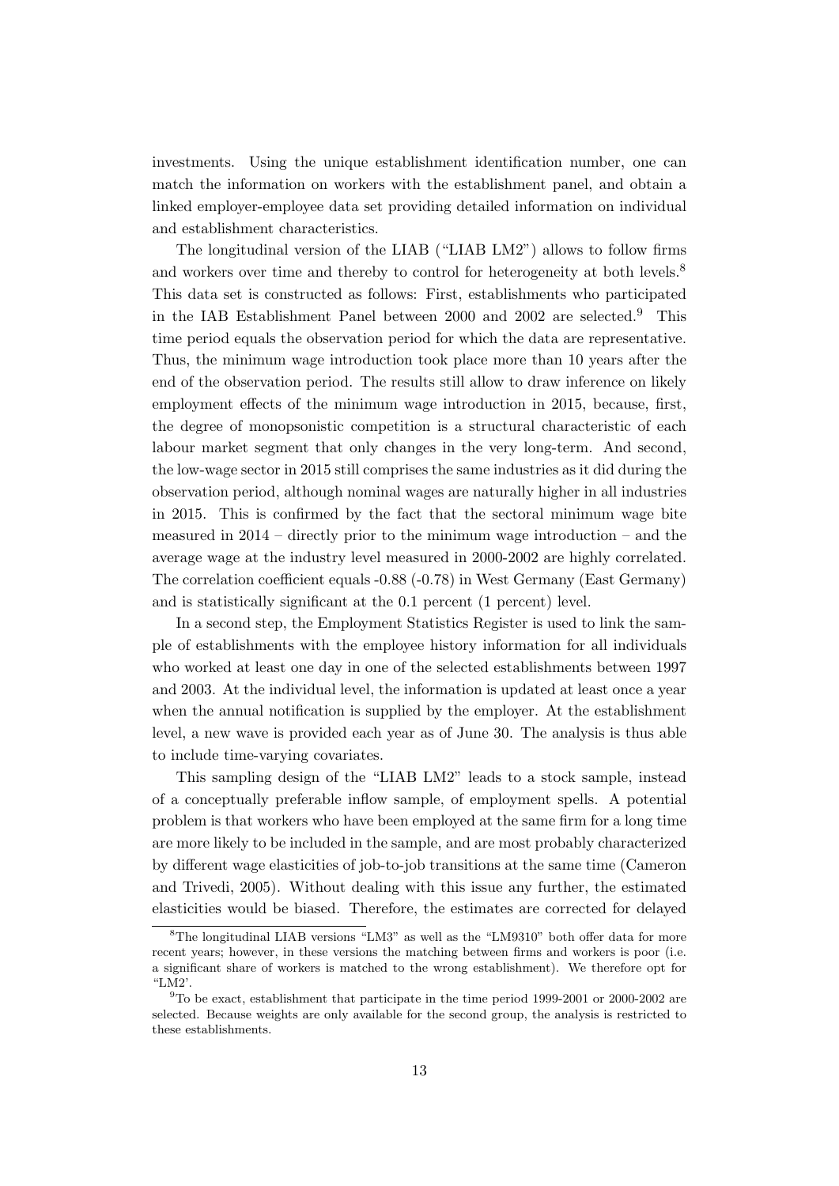investments. Using the unique establishment identification number, one can match the information on workers with the establishment panel, and obtain a linked employer-employee data set providing detailed information on individual and establishment characteristics.

The longitudinal version of the LIAB ("LIAB LM2") allows to follow firms and workers over time and thereby to control for heterogeneity at both levels.[8] This data set is constructed as follows: First, establishments who participated in the IAB Establishment Panel between 2000 and 2002 are selected.[9] This time period equals the observation period for which the data are representative. Thus, the minimum wage introduction took place more than 10 years after the end of the observation period. The results still allow to draw inference on likely employment effects of the minimum wage introduction in 2015, because, first, the degree of monopsonistic competition is a structural characteristic of each labour market segment that only changes in the very long-term. And second, the low-wage sector in 2015 still comprises the same industries as it did during the observation period, although nominal wages are naturally higher in all industries in 2015. This is confirmed by the fact that the sectoral minimum wage bite measured in 2014 – directly prior to the minimum wage introduction – and the average wage at the industry level measured in 2000-2002 are highly correlated. The correlation coefficient equals -0.88 (-0.78) in West Germany (East Germany) and is statistically significant at the 0.1 percent (1 percent) level.

In a second step, the Employment Statistics Register is used to link the sample of establishments with the employee history information for all individuals who worked at least one day in one of the selected establishments between 1997 and 2003. At the individual level, the information is updated at least once a year when the annual notification is supplied by the employer. At the establishment level, a new wave is provided each year as of June 30. The analysis is thus able to include time-varying covariates.

This sampling design of the "LIAB LM2" leads to a stock sample, instead of a conceptually preferable inflow sample, of employment spells. A potential problem is that workers who have been employed at the same firm for a long time are more likely to be included in the sample, and are most probably characterized by different wage elasticities of job-to-job transitions at the same time (Cameron and Trivedi, 2005). Without dealing with this issue any further, the estimated elasticities would be biased. Therefore, the estimates are corrected for delayed

[8] The longitudinal LIAB versions "LM3" as well as the "LM9310" both offer data for more recent years; however, in these versions the matching between firms and workers is poor (i.e. a significant share of workers is matched to the wrong establishment). We therefore opt for "LM2'.

[9] To be exact, establishment that participate in the time period 1999-2001 or 2000-2002 are selected. Because weights are only available for the second group, the analysis is restricted to these establishments.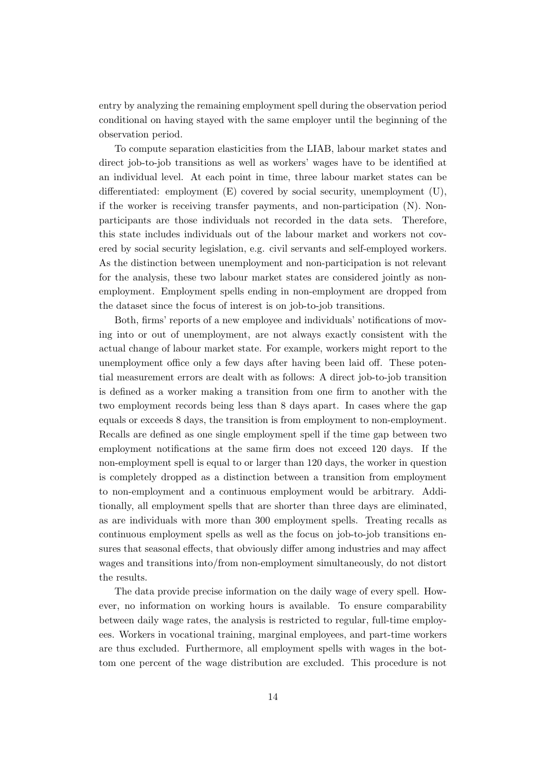entry by analyzing the remaining employment spell during the observation period conditional on having stayed with the same employer until the beginning of the observation period.

To compute separation elasticities from the LIAB, labour market states and direct job-to-job transitions as well as workers' wages have to be identified at an individual level. At each point in time, three labour market states can be differentiated: employment (E) covered by social security, unemployment (U), if the worker is receiving transfer payments, and non-participation (N). Non-participants are those individuals not recorded in the data sets. Therefore, this state includes individuals out of the labour market and workers not covered by social security legislation, e.g. civil servants and self-employed workers. As the distinction between unemployment and non-participation is not relevant for the analysis, these two labour market states are considered jointly as non-employment. Employment spells ending in non-employment are dropped from the dataset since the focus of interest is on job-to-job transitions.

Both, firms' reports of a new employee and individuals' notifications of moving into or out of unemployment, are not always exactly consistent with the actual change of labour market state. For example, workers might report to the unemployment office only a few days after having been laid off. These potential measurement errors are dealt with as follows: A direct job-to-job transition is defined as a worker making a transition from one firm to another with the two employment records being less than 8 days apart. In cases where the gap equals or exceeds 8 days, the transition is from employment to non-employment. Recalls are defined as one single employment spell if the time gap between two employment notifications at the same firm does not exceed 120 days. If the non-employment spell is equal to or larger than 120 days, the worker in question is completely dropped as a distinction between a transition from employment to non-employment and a continuous employment would be arbitrary. Additionally, all employment spells that are shorter than three days are eliminated, as are individuals with more than 300 employment spells. Treating recalls as continuous employment spells as well as the focus on job-to-job transitions ensures that seasonal effects, that obviously differ among industries and may affect wages and transitions into/from non-employment simultaneously, do not distort the results.

The data provide precise information on the daily wage of every spell. However, no information on working hours is available. To ensure comparability between daily wage rates, the analysis is restricted to regular, full-time employees. Workers in vocational training, marginal employees, and part-time workers are thus excluded. Furthermore, all employment spells with wages in the bottom one percent of the wage distribution are excluded. This procedure is not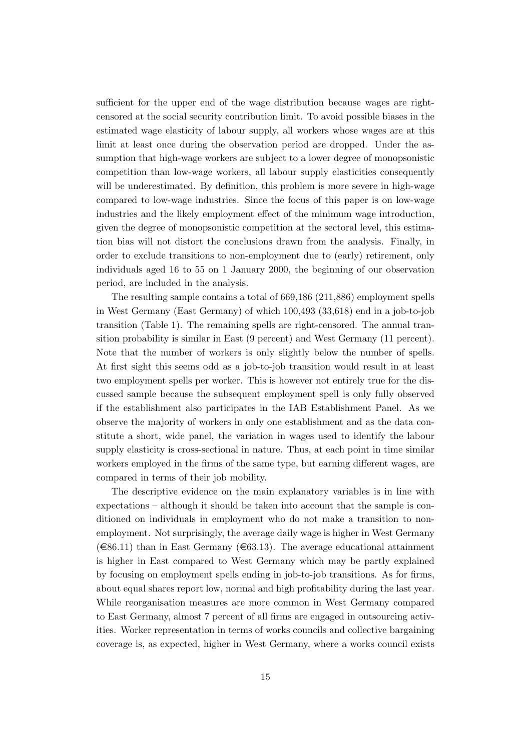sufficient for the upper end of the wage distribution because wages are right-censored at the social security contribution limit. To avoid possible biases in the estimated wage elasticity of labour supply, all workers whose wages are at this limit at least once during the observation period are dropped. Under the assumption that high-wage workers are subject to a lower degree of monopsonistic competition than low-wage workers, all labour supply elasticities consequently will be underestimated. By definition, this problem is more severe in high-wage compared to low-wage industries. Since the focus of this paper is on low-wage industries and the likely employment effect of the minimum wage introduction, given the degree of monopsonistic competition at the sectoral level, this estimation bias will not distort the conclusions drawn from the analysis. Finally, in order to exclude transitions to non-employment due to (early) retirement, only individuals aged 16 to 55 on 1 January 2000, the beginning of our observation period, are included in the analysis.

The resulting sample contains a total of 669,186 (211,886) employment spells in West Germany (East Germany) of which 100,493 (33,618) end in a job-to-job transition (Table 1). The remaining spells are right-censored. The annual transition probability is similar in East (9 percent) and West Germany (11 percent). Note that the number of workers is only slightly below the number of spells. At first sight this seems odd as a job-to-job transition would result in at least two employment spells per worker. This is however not entirely true for the discussed sample because the subsequent employment spell is only fully observed if the establishment also participates in the IAB Establishment Panel. As we observe the majority of workers in only one establishment and as the data constitute a short, wide panel, the variation in wages used to identify the labour supply elasticity is cross-sectional in nature. Thus, at each point in time similar workers employed in the firms of the same type, but earning different wages, are compared in terms of their job mobility.

The descriptive evidence on the main explanatory variables is in line with expectations – although it should be taken into account that the sample is conditioned on individuals in employment who do not make a transition to non-employment. Not surprisingly, the average daily wage is higher in West Germany (€86.11) than in East Germany (€63.13). The average educational attainment is higher in East compared to West Germany which may be partly explained by focusing on employment spells ending in job-to-job transitions. As for firms, about equal shares report low, normal and high profitability during the last year. While reorganisation measures are more common in West Germany compared to East Germany, almost 7 percent of all firms are engaged in outsourcing activities. Worker representation in terms of works councils and collective bargaining coverage is, as expected, higher in West Germany, where a works council exists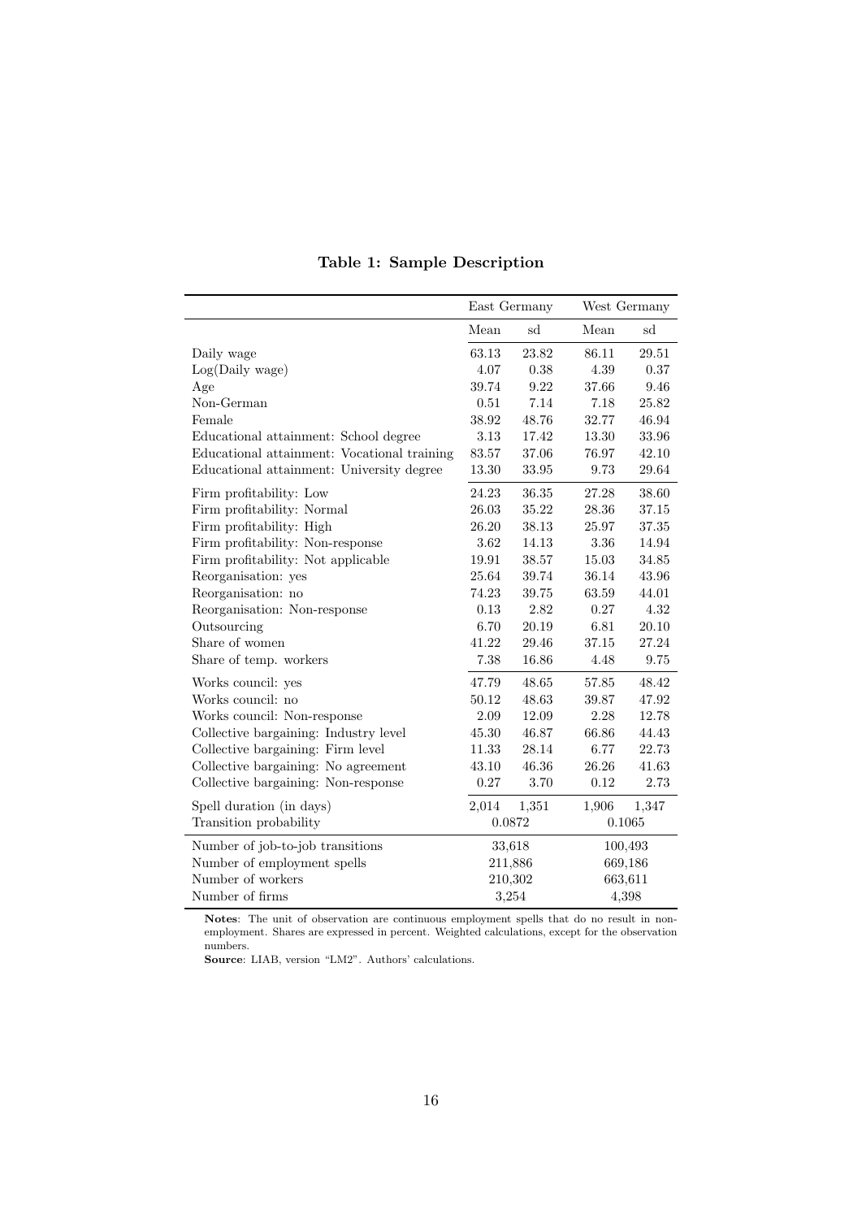**Table 1: Sample Description**

| | East Germany | | West Germany | |
|---|---|---|---|---|
| | Mean | sd | Mean | sd |
| Daily wage | 63.13 | 23.82 | 86.11 | 29.51 |
| Log(Daily wage) | 4.07 | 0.38 | 4.39 | 0.37 |
| Age | 39.74 | 9.22 | 37.66 | 9.46 |
| Non-German | 0.51 | 7.14 | 7.18 | 25.82 |
| Female | 38.92 | 48.76 | 32.77 | 46.94 |
| Educational attainment: School degree | 3.13 | 17.42 | 13.30 | 33.96 |
| Educational attainment: Vocational training | 83.57 | 37.06 | 76.97 | 42.10 |
| Educational attainment: University degree | 13.30 | 33.95 | 9.73 | 29.64 |
| Firm profitability: Low | 24.23 | 36.35 | 27.28 | 38.60 |
| Firm profitability: Normal | 26.03 | 35.22 | 28.36 | 37.15 |
| Firm profitability: High | 26.20 | 38.13 | 25.97 | 37.35 |
| Firm profitability: Non-response | 3.62 | 14.13 | 3.36 | 14.94 |
| Firm profitability: Not applicable | 19.91 | 38.57 | 15.03 | 34.85 |
| Reorganisation: yes | 25.64 | 39.74 | 36.14 | 43.96 |
| Reorganisation: no | 74.23 | 39.75 | 63.59 | 44.01 |
| Reorganisation: Non-response | 0.13 | 2.82 | 0.27 | 4.32 |
| Outsourcing | 6.70 | 20.19 | 6.81 | 20.10 |
| Share of women | 41.22 | 29.46 | 37.15 | 27.24 |
| Share of temp. workers | 7.38 | 16.86 | 4.48 | 9.75 |
| Works council: yes | 47.79 | 48.65 | 57.85 | 48.42 |
| Works council: no | 50.12 | 48.63 | 39.87 | 47.92 |
| Works council: Non-response | 2.09 | 12.09 | 2.28 | 12.78 |
| Collective bargaining: Industry level | 45.30 | 46.87 | 66.86 | 44.43 |
| Collective bargaining: Firm level | 11.33 | 28.14 | 6.77 | 22.73 |
| Collective bargaining: No agreement | 43.10 | 46.36 | 26.26 | 41.63 |
| Collective bargaining: Non-response | 0.27 | 3.70 | 0.12 | 2.73 |
| Spell duration (in days) | 2,014 | 1,351 | 1,906 | 1,347 |
| Transition probability | 0.0872 | | 0.1065 | |
| Number of job-to-job transitions | 33,618 | | 100,493 | |
| Number of employment spells | 211,886 | | 669,186 | |
| Number of workers | 210,302 | | 663,611 | |
| Number of firms | 3,254 | | 4,398 | |

**Notes**: The unit of observation are continuous employment spells that do no result in non-employment. Shares are expressed in percent. Weighted calculations, except for the observation numbers.

**Source**: LIAB, version "LM2". Authors' calculations.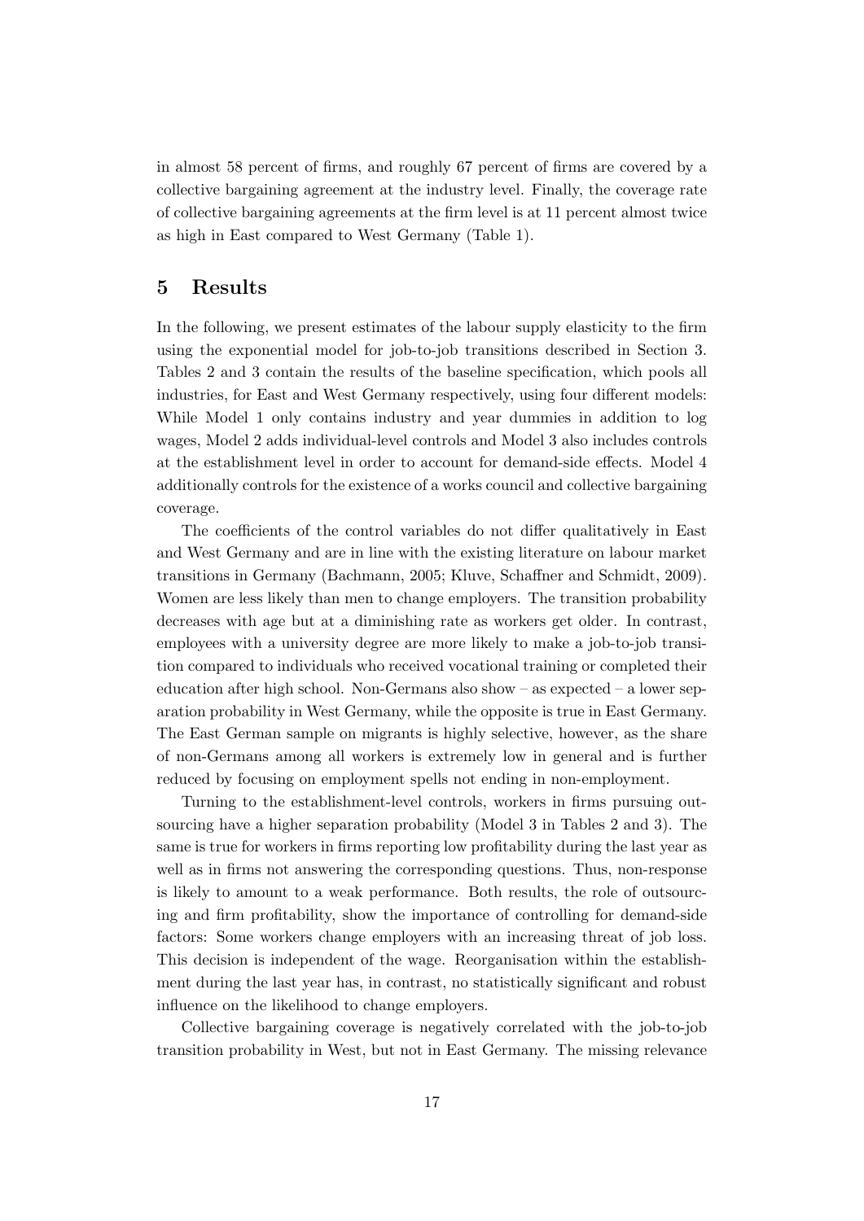in almost 58 percent of firms, and roughly 67 percent of firms are covered by a collective bargaining agreement at the industry level. Finally, the coverage rate of collective bargaining agreements at the firm level is at 11 percent almost twice as high in East compared to West Germany (Table 1).

## 5 Results

In the following, we present estimates of the labour supply elasticity to the firm using the exponential model for job-to-job transitions described in Section 3. Tables 2 and 3 contain the results of the baseline specification, which pools all industries, for East and West Germany respectively, using four different models: While Model 1 only contains industry and year dummies in addition to log wages, Model 2 adds individual-level controls and Model 3 also includes controls at the establishment level in order to account for demand-side effects. Model 4 additionally controls for the existence of a works council and collective bargaining coverage.

The coefficients of the control variables do not differ qualitatively in East and West Germany and are in line with the existing literature on labour market transitions in Germany (Bachmann, 2005; Kluve, Schaffner and Schmidt, 2009). Women are less likely than men to change employers. The transition probability decreases with age but at a diminishing rate as workers get older. In contrast, employees with a university degree are more likely to make a job-to-job transition compared to individuals who received vocational training or completed their education after high school. Non-Germans also show – as expected – a lower separation probability in West Germany, while the opposite is true in East Germany. The East German sample on migrants is highly selective, however, as the share of non-Germans among all workers is extremely low in general and is further reduced by focusing on employment spells not ending in non-employment.

Turning to the establishment-level controls, workers in firms pursuing outsourcing have a higher separation probability (Model 3 in Tables 2 and 3). The same is true for workers in firms reporting low profitability during the last year as well as in firms not answering the corresponding questions. Thus, non-response is likely to amount to a weak performance. Both results, the role of outsourcing and firm profitability, show the importance of controlling for demand-side factors: Some workers change employers with an increasing threat of job loss. This decision is independent of the wage. Reorganisation within the establishment during the last year has, in contrast, no statistically significant and robust influence on the likelihood to change employers.

Collective bargaining coverage is negatively correlated with the job-to-job transition probability in West, but not in East Germany. The missing relevance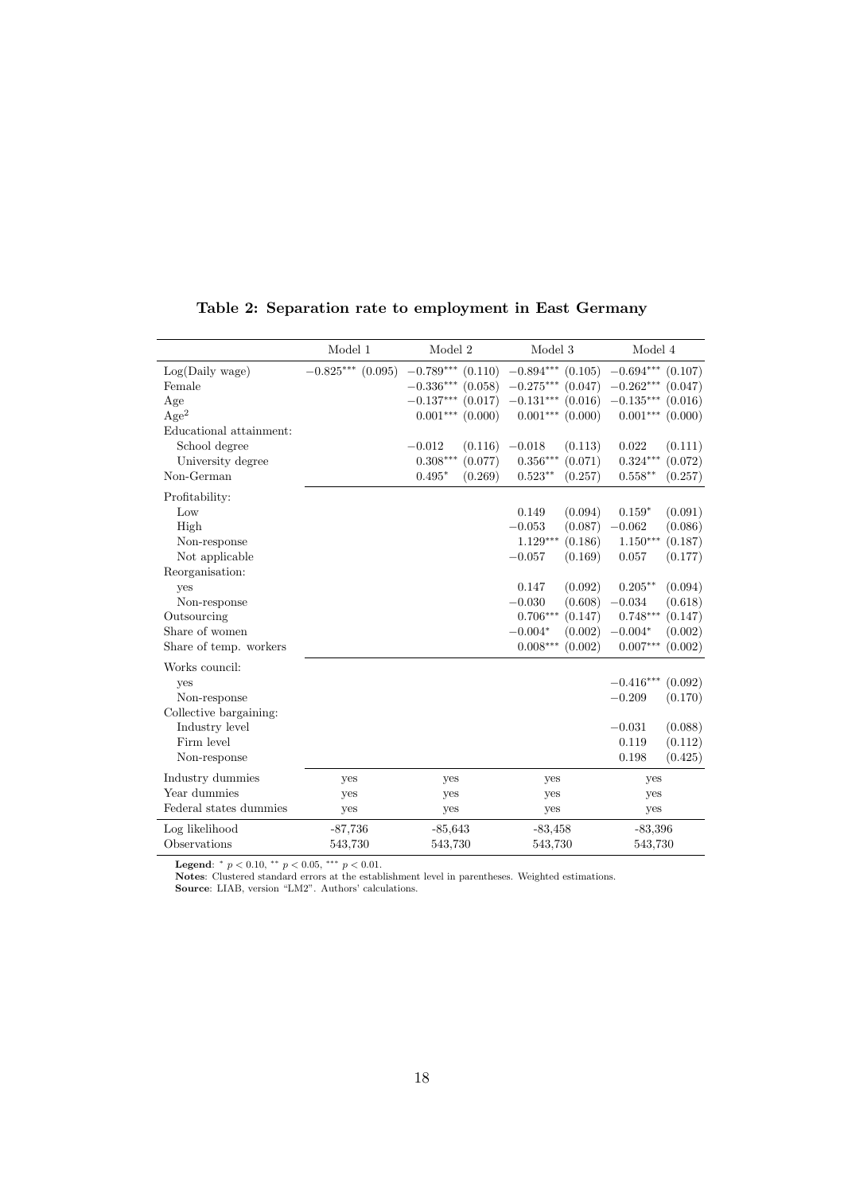**Table 2: Separation rate to employment in East Germany**

| | Model 1 | | Model 2 | | Model 3 | | Model 4 | |
|---|---|---|---|---|---|---|---|---|
| Log(Daily wage) | $-0.825^{***}$ | (0.095) | $-0.789^{***}$ | (0.110) | $-0.894^{***}$ | (0.105) | $-0.694^{***}$ | (0.107) |
| Female | | | $-0.336^{***}$ | (0.058) | $-0.275^{***}$ | (0.047) | $-0.262^{***}$ | (0.047) |
| Age | | | $-0.137^{***}$ | (0.017) | $-0.131^{***}$ | (0.016) | $-0.135^{***}$ | (0.016) |
| Age$^2$ | | | $0.001^{***}$ | (0.000) | $0.001^{***}$ | (0.000) | $0.001^{***}$ | (0.000) |
| Educational attainment: | | | | | | | | |
| School degree | | | $-0.012$ | (0.116) | $-0.018$ | (0.113) | 0.022 | (0.111) |
| University degree | | | $0.308^{***}$ | (0.077) | $0.356^{***}$ | (0.071) | $0.324^{***}$ | (0.072) |
| Non-German | | | $0.495^{*}$ | (0.269) | $0.523^{**}$ | (0.257) | $0.558^{**}$ | (0.257) |
| Profitability: | | | | | | | | |
| Low | | | | | 0.149 | (0.094) | $0.159^{*}$ | (0.091) |
| High | | | | | $-0.053$ | (0.087) | $-0.062$ | (0.086) |
| Non-response | | | | | $1.129^{***}$ | (0.186) | $1.150^{***}$ | (0.187) |
| Not applicable | | | | | $-0.057$ | (0.169) | 0.057 | (0.177) |
| Reorganisation: | | | | | | | | |
| yes | | | | | 0.147 | (0.092) | $0.205^{**}$ | (0.094) |
| Non-response | | | | | $-0.030$ | (0.608) | $-0.034$ | (0.618) |
| Outsourcing | | | | | $0.706^{***}$ | (0.147) | $0.748^{***}$ | (0.147) |
| Share of women | | | | | $-0.004^{*}$ | (0.002) | $-0.004^{*}$ | (0.002) |
| Share of temp. workers | | | | | $0.008^{***}$ | (0.002) | $0.007^{***}$ | (0.002) |
| Works council: | | | | | | | | |
| yes | | | | | | | $-0.416^{***}$ | (0.092) |
| Non-response | | | | | | | $-0.209$ | (0.170) |
| Collective bargaining: | | | | | | | | |
| Industry level | | | | | | | $-0.031$ | (0.088) |
| Firm level | | | | | | | 0.119 | (0.112) |
| Non-response | | | | | | | 0.198 | (0.425) |
| Industry dummies | yes | | yes | | yes | | yes | |
| Year dummies | yes | | yes | | yes | | yes | |
| Federal states dummies | yes | | yes | | yes | | yes | |
| Log likelihood | -87,736 | | -85,643 | | -83,458 | | -83,396 | |
| Observations | 543,730 | | 543,730 | | 543,730 | | 543,730 | |

**Legend**: $^{*}$ $p < 0.10$, $^{**}$ $p < 0.05$, $^{***}$ $p < 0.01$.
**Notes**: Clustered standard errors at the establishment level in parentheses. Weighted estimations.
**Source**: LIAB, version "LM2". Authors' calculations.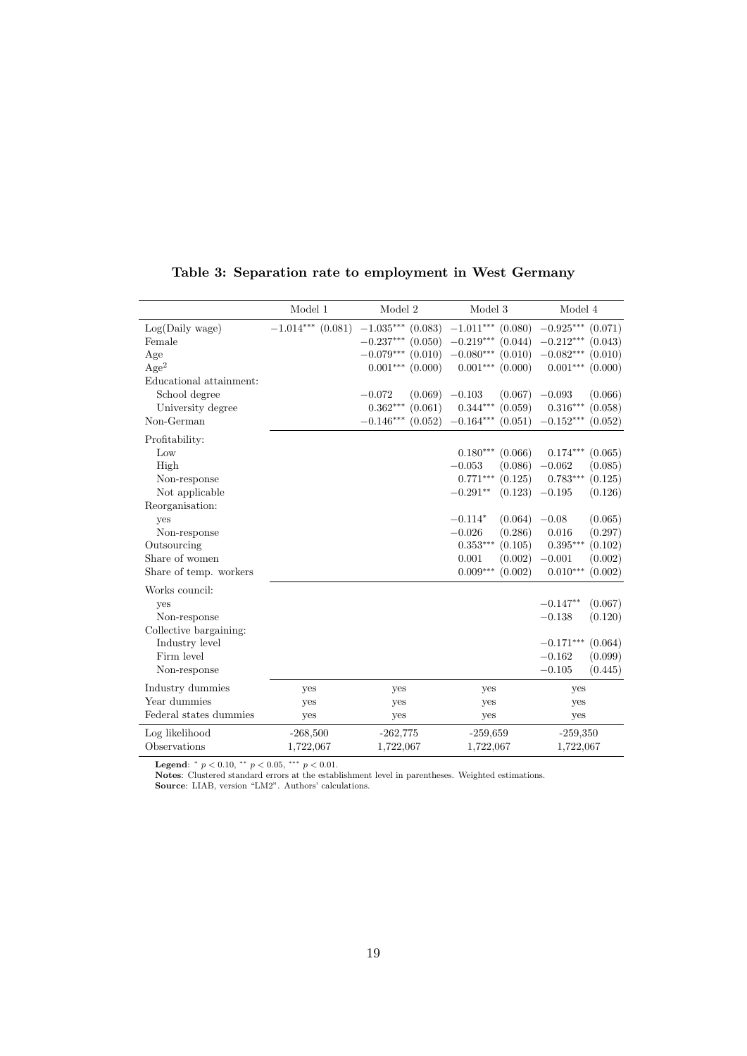**Table 3: Separation rate to employment in West Germany**

| | Model 1 | | Model 2 | | Model 3 | | Model 4 | |
|---|---|---|---|---|---|---|---|---|
| Log(Daily wage) | $-1.014^{***}$ | (0.081) | $-1.035^{***}$ | (0.083) | $-1.011^{***}$ | (0.080) | $-0.925^{***}$ | (0.071) |
| Female | | | $-0.237^{***}$ | (0.050) | $-0.219^{***}$ | (0.044) | $-0.212^{***}$ | (0.043) |
| Age | | | $-0.079^{***}$ | (0.010) | $-0.080^{***}$ | (0.010) | $-0.082^{***}$ | (0.010) |
| Age$^2$ | | | $0.001^{***}$ | (0.000) | $0.001^{***}$ | (0.000) | $0.001^{***}$ | (0.000) |
| Educational attainment: | | | | | | | | |
| School degree | | | $-0.072$ | (0.069) | $-0.103$ | (0.067) | $-0.093$ | (0.066) |
| University degree | | | $0.362^{***}$ | (0.061) | $0.344^{***}$ | (0.059) | $0.316^{***}$ | (0.058) |
| Non-German | | | $-0.146^{***}$ | (0.052) | $-0.164^{***}$ | (0.051) | $-0.152^{***}$ | (0.052) |
| Profitability: | | | | | | | | |
| Low | | | | | $0.180^{***}$ | (0.066) | $0.174^{***}$ | (0.065) |
| High | | | | | $-0.053$ | (0.086) | $-0.062$ | (0.085) |
| Non-response | | | | | $0.771^{***}$ | (0.125) | $0.783^{***}$ | (0.125) |
| Not applicable | | | | | $-0.291^{**}$ | (0.123) | $-0.195$ | (0.126) |
| Reorganisation: | | | | | | | | |
| yes | | | | | $-0.114^{*}$ | (0.064) | $-0.08$ | (0.065) |
| Non-response | | | | | $-0.026$ | (0.286) | $0.016$ | (0.297) |
| Outsourcing | | | | | $0.353^{***}$ | (0.105) | $0.395^{***}$ | (0.102) |
| Share of women | | | | | $0.001$ | (0.002) | $-0.001$ | (0.002) |
| Share of temp. workers | | | | | $0.009^{***}$ | (0.002) | $0.010^{***}$ | (0.002) |
| Works council: | | | | | | | | |
| yes | | | | | | | $-0.147^{**}$ | (0.067) |
| Non-response | | | | | | | $-0.138$ | (0.120) |
| Collective bargaining: | | | | | | | | |
| Industry level | | | | | | | $-0.171^{***}$ | (0.064) |
| Firm level | | | | | | | $-0.162$ | (0.099) |
| Non-response | | | | | | | $-0.105$ | (0.445) |
| Industry dummies | yes | | yes | | yes | | yes | |
| Year dummies | yes | | yes | | yes | | yes | |
| Federal states dummies | yes | | yes | | yes | | yes | |
| Log likelihood | -268,500 | | -262,775 | | -259,659 | | -259,350 | |
| Observations | 1,722,067 | | 1,722,067 | | 1,722,067 | | 1,722,067 | |

**Legend**: $^{*}$ $p < 0.10$, $^{**}$ $p < 0.05$, $^{***}$ $p < 0.01$.
**Notes**: Clustered standard errors at the establishment level in parentheses. Weighted estimations.
**Source**: LIAB, version "LM2". Authors' calculations.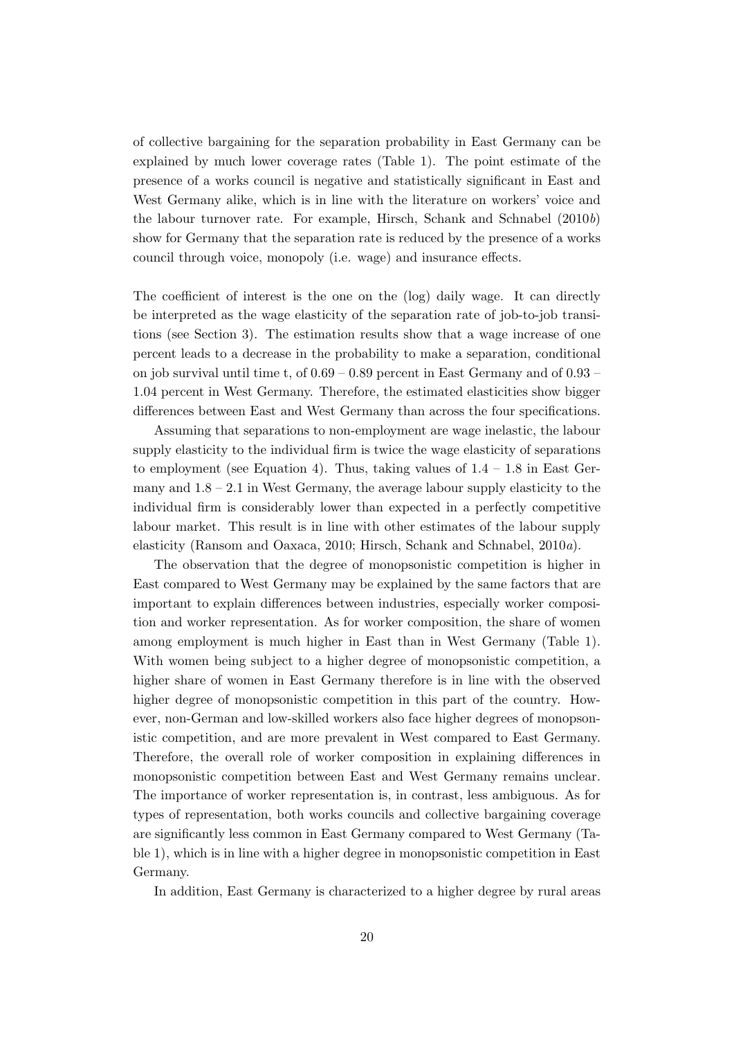of collective bargaining for the separation probability in East Germany can be explained by much lower coverage rates (Table 1). The point estimate of the presence of a works council is negative and statistically significant in East and West Germany alike, which is in line with the literature on workers' voice and the labour turnover rate. For example, Hirsch, Schank and Schnabel (2010*b*) show for Germany that the separation rate is reduced by the presence of a works council through voice, monopoly (i.e. wage) and insurance effects.

The coefficient of interest is the one on the (log) daily wage. It can directly be interpreted as the wage elasticity of the separation rate of job-to-job transitions (see Section 3). The estimation results show that a wage increase of one percent leads to a decrease in the probability to make a separation, conditional on job survival until time t, of 0.69 – 0.89 percent in East Germany and of 0.93 – 1.04 percent in West Germany. Therefore, the estimated elasticities show bigger differences between East and West Germany than across the four specifications.

Assuming that separations to non-employment are wage inelastic, the labour supply elasticity to the individual firm is twice the wage elasticity of separations to employment (see Equation 4). Thus, taking values of 1.4 – 1.8 in East Germany and 1.8 – 2.1 in West Germany, the average labour supply elasticity to the individual firm is considerably lower than expected in a perfectly competitive labour market. This result is in line with other estimates of the labour supply elasticity (Ransom and Oaxaca, 2010; Hirsch, Schank and Schnabel, 2010*a*).

The observation that the degree of monopsonistic competition is higher in East compared to West Germany may be explained by the same factors that are important to explain differences between industries, especially worker composition and worker representation. As for worker composition, the share of women among employment is much higher in East than in West Germany (Table 1). With women being subject to a higher degree of monopsonistic competition, a higher share of women in East Germany therefore is in line with the observed higher degree of monopsonistic competition in this part of the country. However, non-German and low-skilled workers also face higher degrees of monopsonistic competition, and are more prevalent in West compared to East Germany. Therefore, the overall role of worker composition in explaining differences in monopsonistic competition between East and West Germany remains unclear. The importance of worker representation is, in contrast, less ambiguous. As for types of representation, both works councils and collective bargaining coverage are significantly less common in East Germany compared to West Germany (Table 1), which is in line with a higher degree in monopsonistic competition in East Germany.

In addition, East Germany is characterized to a higher degree by rural areas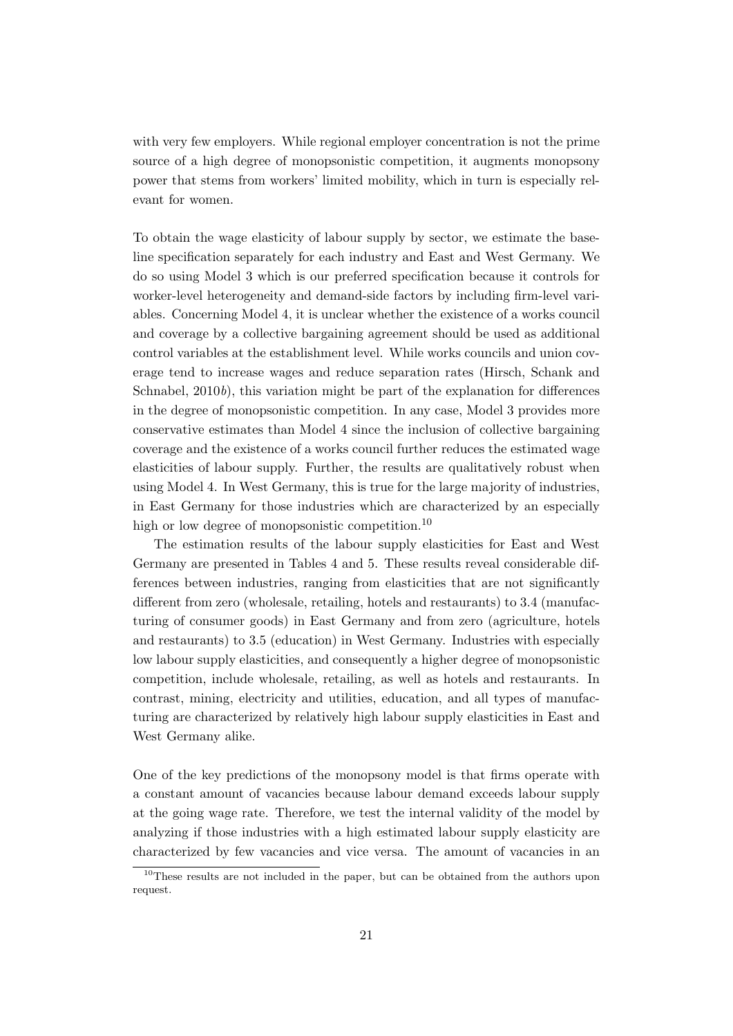with very few employers. While regional employer concentration is not the prime source of a high degree of monopsonistic competition, it augments monopsony power that stems from workers' limited mobility, which in turn is especially relevant for women.

To obtain the wage elasticity of labour supply by sector, we estimate the baseline specification separately for each industry and East and West Germany. We do so using Model 3 which is our preferred specification because it controls for worker-level heterogeneity and demand-side factors by including firm-level variables. Concerning Model 4, it is unclear whether the existence of a works council and coverage by a collective bargaining agreement should be used as additional control variables at the establishment level. While works councils and union coverage tend to increase wages and reduce separation rates (Hirsch, Schank and Schnabel, 2010*b*), this variation might be part of the explanation for differences in the degree of monopsonistic competition. In any case, Model 3 provides more conservative estimates than Model 4 since the inclusion of collective bargaining coverage and the existence of a works council further reduces the estimated wage elasticities of labour supply. Further, the results are qualitatively robust when using Model 4. In West Germany, this is true for the large majority of industries, in East Germany for those industries which are characterized by an especially high or low degree of monopsonistic competition.[10]

The estimation results of the labour supply elasticities for East and West Germany are presented in Tables 4 and 5. These results reveal considerable differences between industries, ranging from elasticities that are not significantly different from zero (wholesale, retailing, hotels and restaurants) to 3.4 (manufacturing of consumer goods) in East Germany and from zero (agriculture, hotels and restaurants) to 3.5 (education) in West Germany. Industries with especially low labour supply elasticities, and consequently a higher degree of monopsonistic competition, include wholesale, retailing, as well as hotels and restaurants. In contrast, mining, electricity and utilities, education, and all types of manufacturing are characterized by relatively high labour supply elasticities in East and West Germany alike.

One of the key predictions of the monopsony model is that firms operate with a constant amount of vacancies because labour demand exceeds labour supply at the going wage rate. Therefore, we test the internal validity of the model by analyzing if those industries with a high estimated labour supply elasticity are characterized by few vacancies and vice versa. The amount of vacancies in an

[10]These results are not included in the paper, but can be obtained from the authors upon request.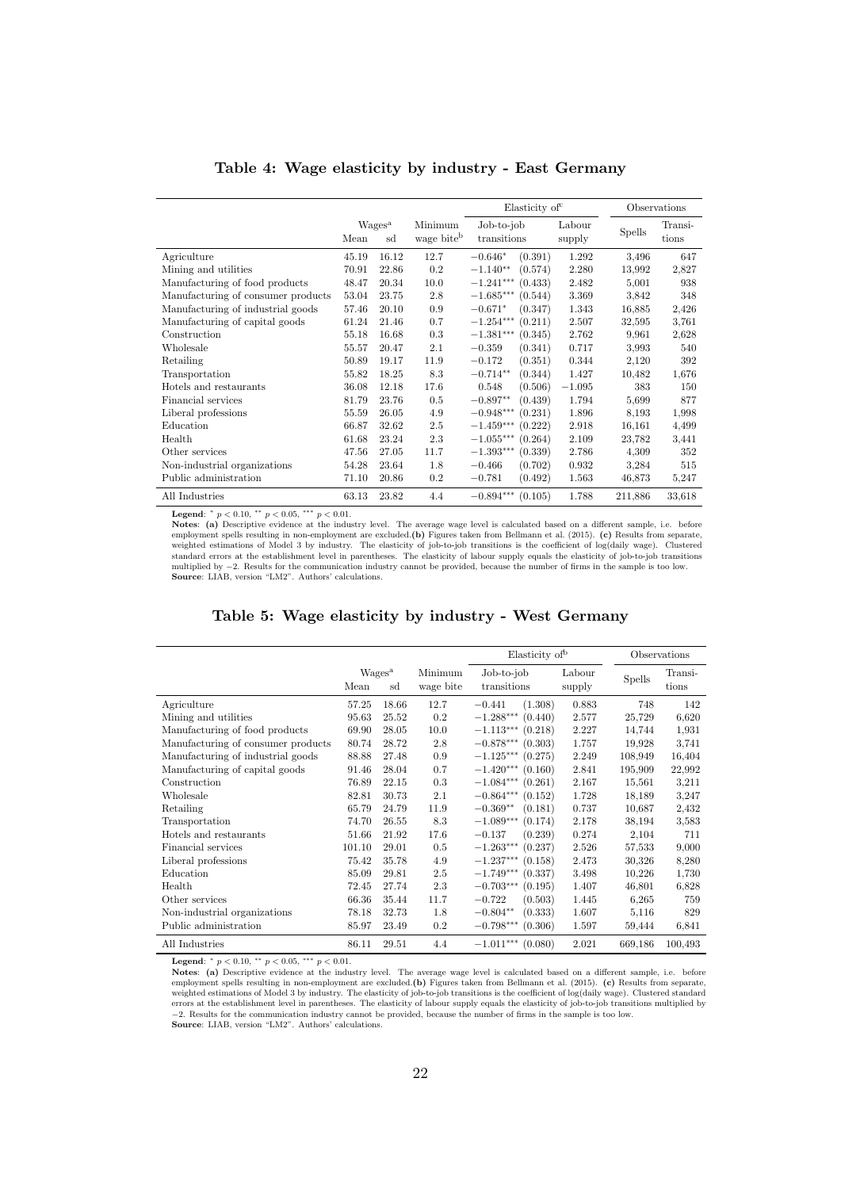## Table 4: Wage elasticity by industry - East Germany

| | Wages[a] | | Minimum | Elasticity of[c] | | | Observations | |
|---|---|---|---|---|---|---|---|---|
| | Mean | sd | wage bite[b] | Job-to-job transitions | | Labour supply | Spells | Transi-tions |
| Agriculture | 45.19 | 16.12 | 12.7 | $-0.646^{*}$ | (0.391) | 1.292 | 3,496 | 647 |
| Mining and utilities | 70.91 | 22.86 | 0.2 | $-1.140^{**}$ | (0.574) | 2.280 | 13,992 | 2,827 |
| Manufacturing of food products | 48.47 | 20.34 | 10.0 | $-1.241^{***}$ | (0.433) | 2.482 | 5,001 | 938 |
| Manufacturing of consumer products | 53.04 | 23.75 | 2.8 | $-1.685^{***}$ | (0.544) | 3.369 | 3,842 | 348 |
| Manufacturing of industrial goods | 57.46 | 20.10 | 0.9 | $-0.671^{*}$ | (0.347) | 1.343 | 16,885 | 2,426 |
| Manufacturing of capital goods | 61.24 | 21.46 | 0.7 | $-1.254^{***}$ | (0.211) | 2.507 | 32,595 | 3,761 |
| Construction | 55.18 | 16.68 | 0.3 | $-1.381^{***}$ | (0.345) | 2.762 | 9,961 | 2,628 |
| Wholesale | 55.57 | 20.47 | 2.1 | $-0.359$ | (0.341) | 0.717 | 3,993 | 540 |
| Retailing | 50.89 | 19.17 | 11.9 | $-0.172$ | (0.351) | 0.344 | 2,120 | 392 |
| Transportation | 55.82 | 18.25 | 8.3 | $-0.714^{**}$ | (0.344) | 1.427 | 10,482 | 1,676 |
| Hotels and restaurants | 36.08 | 12.18 | 17.6 | 0.548 | (0.506) | $-1.095$ | 383 | 150 |
| Financial services | 81.79 | 23.76 | 0.5 | $-0.897^{**}$ | (0.439) | 1.794 | 5,699 | 877 |
| Liberal professions | 55.59 | 26.05 | 4.9 | $-0.948^{***}$ | (0.231) | 1.896 | 8,193 | 1,998 |
| Education | 66.87 | 32.62 | 2.5 | $-1.459^{***}$ | (0.222) | 2.918 | 16,161 | 4,499 |
| Health | 61.68 | 23.24 | 2.3 | $-1.055^{***}$ | (0.264) | 2.109 | 23,782 | 3,441 |
| Other services | 47.56 | 27.05 | 11.7 | $-1.393^{***}$ | (0.339) | 2.786 | 4,309 | 352 |
| Non-industrial organizations | 54.28 | 23.64 | 1.8 | $-0.466$ | (0.702) | 0.932 | 3,284 | 515 |
| Public administration | 71.10 | 20.86 | 0.2 | $-0.781$ | (0.492) | 1.563 | 46,873 | 5,247 |
| All Industries | 63.13 | 23.82 | 4.4 | $-0.894^{***}$ | (0.105) | 1.788 | 211,886 | 33,618 |

**Legend**: $^{*}$ $p < 0.10$, $^{**}$ $p < 0.05$, $^{***}$ $p < 0.01$.
**Notes**: **(a)** Descriptive evidence at the industry level. The average wage level is calculated based on a different sample, i.e. before employment spells resulting in non-employment are excluded. **(b)** Figures taken from Bellmann et al. (2015). **(c)** Results from separate, weighted estimations of Model 3 by industry. The elasticity of job-to-job transitions is the coefficient of log(daily wage). Clustered standard errors at the establishment level in parentheses. The elasticity of labour supply equals the elasticity of job-to-job transitions multiplied by −2. Results for the communication industry cannot be provided, because the number of firms in the sample is too low.
**Source**: LIAB, version "LM2". Authors' calculations.

## Table 5: Wage elasticity by industry - West Germany

| | Wages[a] | | Minimum | Elasticity of[b] | | | Observations | |
|---|---|---|---|---|---|---|---|---|
| | Mean | sd | wage bite | Job-to-job transitions | | Labour supply | Spells | Transi-tions |
| Agriculture | 57.25 | 18.66 | 12.7 | $-0.441$ | (1.308) | 0.883 | 748 | 142 |
| Mining and utilities | 95.63 | 25.52 | 0.2 | $-1.288^{***}$ | (0.440) | 2.577 | 25,729 | 6,620 |
| Manufacturing of food products | 69.90 | 28.05 | 10.0 | $-1.113^{***}$ | (0.218) | 2.227 | 14,744 | 1,931 |
| Manufacturing of consumer products | 80.74 | 28.72 | 2.8 | $-0.878^{***}$ | (0.303) | 1.757 | 19,928 | 3,741 |
| Manufacturing of industrial goods | 88.88 | 27.48 | 0.9 | $-1.125^{***}$ | (0.275) | 2.249 | 108,949 | 16,404 |
| Manufacturing of capital goods | 91.46 | 28.04 | 0.7 | $-1.420^{***}$ | (0.160) | 2.841 | 195,909 | 22,992 |
| Construction | 76.89 | 22.15 | 0.3 | $-1.084^{***}$ | (0.261) | 2.167 | 15,561 | 3,211 |
| Wholesale | 82.81 | 30.73 | 2.1 | $-0.864^{***}$ | (0.152) | 1.728 | 18,189 | 3,247 |
| Retailing | 65.79 | 24.79 | 11.9 | $-0.369^{**}$ | (0.181) | 0.737 | 10,687 | 2,432 |
| Transportation | 74.70 | 26.55 | 8.3 | $-1.089^{***}$ | (0.174) | 2.178 | 38,194 | 3,583 |
| Hotels and restaurants | 51.66 | 21.92 | 17.6 | $-0.137$ | (0.239) | 0.274 | 2,104 | 711 |
| Financial services | 101.10 | 29.01 | 0.5 | $-1.263^{***}$ | (0.237) | 2.526 | 57,533 | 9,000 |
| Liberal professions | 75.42 | 35.78 | 4.9 | $-1.237^{***}$ | (0.158) | 2.473 | 30,326 | 8,280 |
| Education | 85.09 | 29.81 | 2.5 | $-1.749^{***}$ | (0.337) | 3.498 | 10,226 | 1,730 |
| Health | 72.45 | 27.74 | 2.3 | $-0.703^{***}$ | (0.195) | 1.407 | 46,801 | 6,828 |
| Other services | 66.36 | 35.44 | 11.7 | $-0.722$ | (0.503) | 1.445 | 6,265 | 759 |
| Non-industrial organizations | 78.18 | 32.73 | 1.8 | $-0.804^{**}$ | (0.333) | 1.607 | 5,116 | 829 |
| Public administration | 85.97 | 23.49 | 0.2 | $-0.798^{***}$ | (0.306) | 1.597 | 59,444 | 6,841 |
| All Industries | 86.11 | 29.51 | 4.4 | $-1.011^{***}$ | (0.080) | 2.021 | 669,186 | 100,493 |

**Legend**: $^{*}$ $p < 0.10$, $^{**}$ $p < 0.05$, $^{***}$ $p < 0.01$.
**Notes**: **(a)** Descriptive evidence at the industry level. The average wage level is calculated based on a different sample, i.e. before employment spells resulting in non-employment are excluded. **(b)** Figures taken from Bellmann et al. (2015). **(c)** Results from separate, weighted estimations of Model 3 by industry. The elasticity of job-to-job transitions is the coefficient of log(daily wage). Clustered standard errors at the establishment level in parentheses. The elasticity of labour supply equals the elasticity of job-to-job transitions multiplied by −2. Results for the communication industry cannot be provided, because the number of firms in the sample is too low.
**Source**: LIAB, version "LM2". Authors' calculations.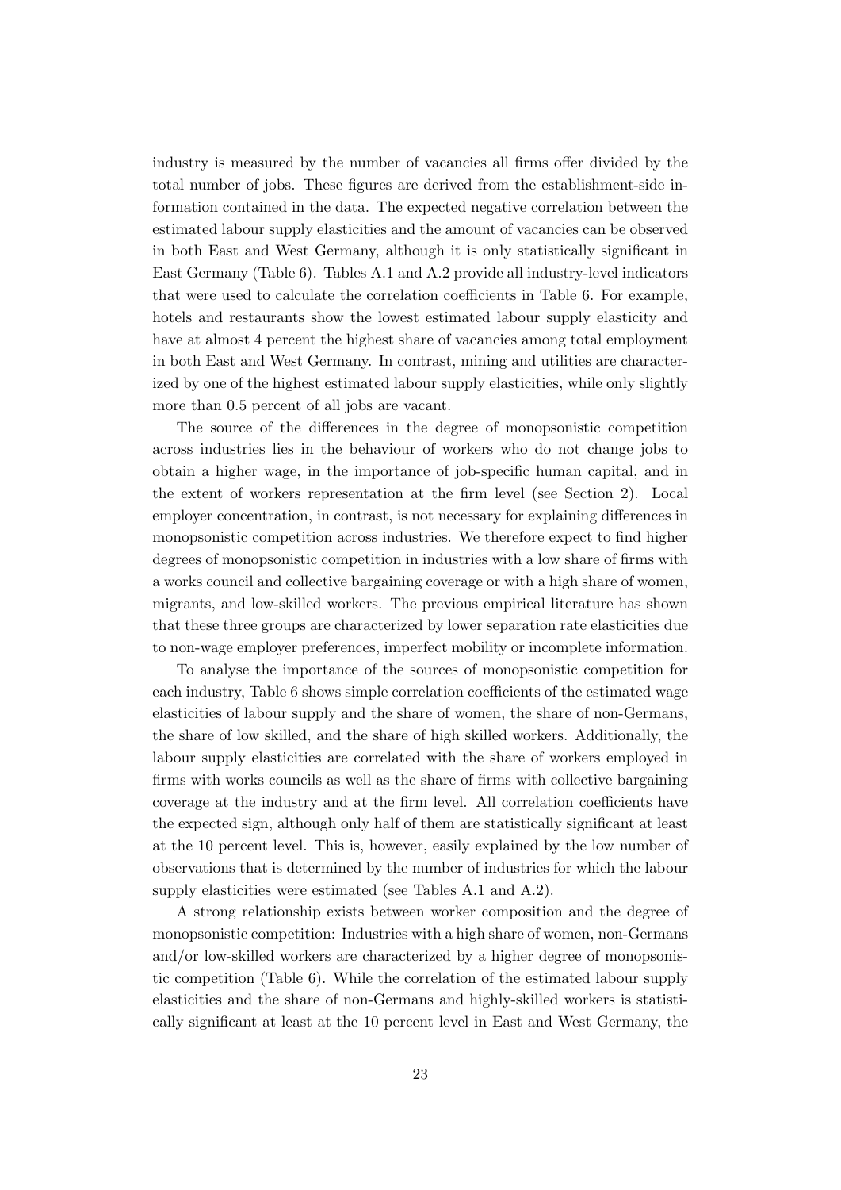industry is measured by the number of vacancies all firms offer divided by the total number of jobs. These figures are derived from the establishment-side information contained in the data. The expected negative correlation between the estimated labour supply elasticities and the amount of vacancies can be observed in both East and West Germany, although it is only statistically significant in East Germany (Table 6). Tables A.1 and A.2 provide all industry-level indicators that were used to calculate the correlation coefficients in Table 6. For example, hotels and restaurants show the lowest estimated labour supply elasticity and have at almost 4 percent the highest share of vacancies among total employment in both East and West Germany. In contrast, mining and utilities are characterized by one of the highest estimated labour supply elasticities, while only slightly more than 0.5 percent of all jobs are vacant.

The source of the differences in the degree of monopsonistic competition across industries lies in the behaviour of workers who do not change jobs to obtain a higher wage, in the importance of job-specific human capital, and in the extent of workers representation at the firm level (see Section 2). Local employer concentration, in contrast, is not necessary for explaining differences in monopsonistic competition across industries. We therefore expect to find higher degrees of monopsonistic competition in industries with a low share of firms with a works council and collective bargaining coverage or with a high share of women, migrants, and low-skilled workers. The previous empirical literature has shown that these three groups are characterized by lower separation rate elasticities due to non-wage employer preferences, imperfect mobility or incomplete information.

To analyse the importance of the sources of monopsonistic competition for each industry, Table 6 shows simple correlation coefficients of the estimated wage elasticities of labour supply and the share of women, the share of non-Germans, the share of low skilled, and the share of high skilled workers. Additionally, the labour supply elasticities are correlated with the share of workers employed in firms with works councils as well as the share of firms with collective bargaining coverage at the industry and at the firm level. All correlation coefficients have the expected sign, although only half of them are statistically significant at least at the 10 percent level. This is, however, easily explained by the low number of observations that is determined by the number of industries for which the labour supply elasticities were estimated (see Tables A.1 and A.2).

A strong relationship exists between worker composition and the degree of monopsonistic competition: Industries with a high share of women, non-Germans and/or low-skilled workers are characterized by a higher degree of monopsonistic competition (Table 6). While the correlation of the estimated labour supply elasticities and the share of non-Germans and highly-skilled workers is statistically significant at least at the 10 percent level in East and West Germany, the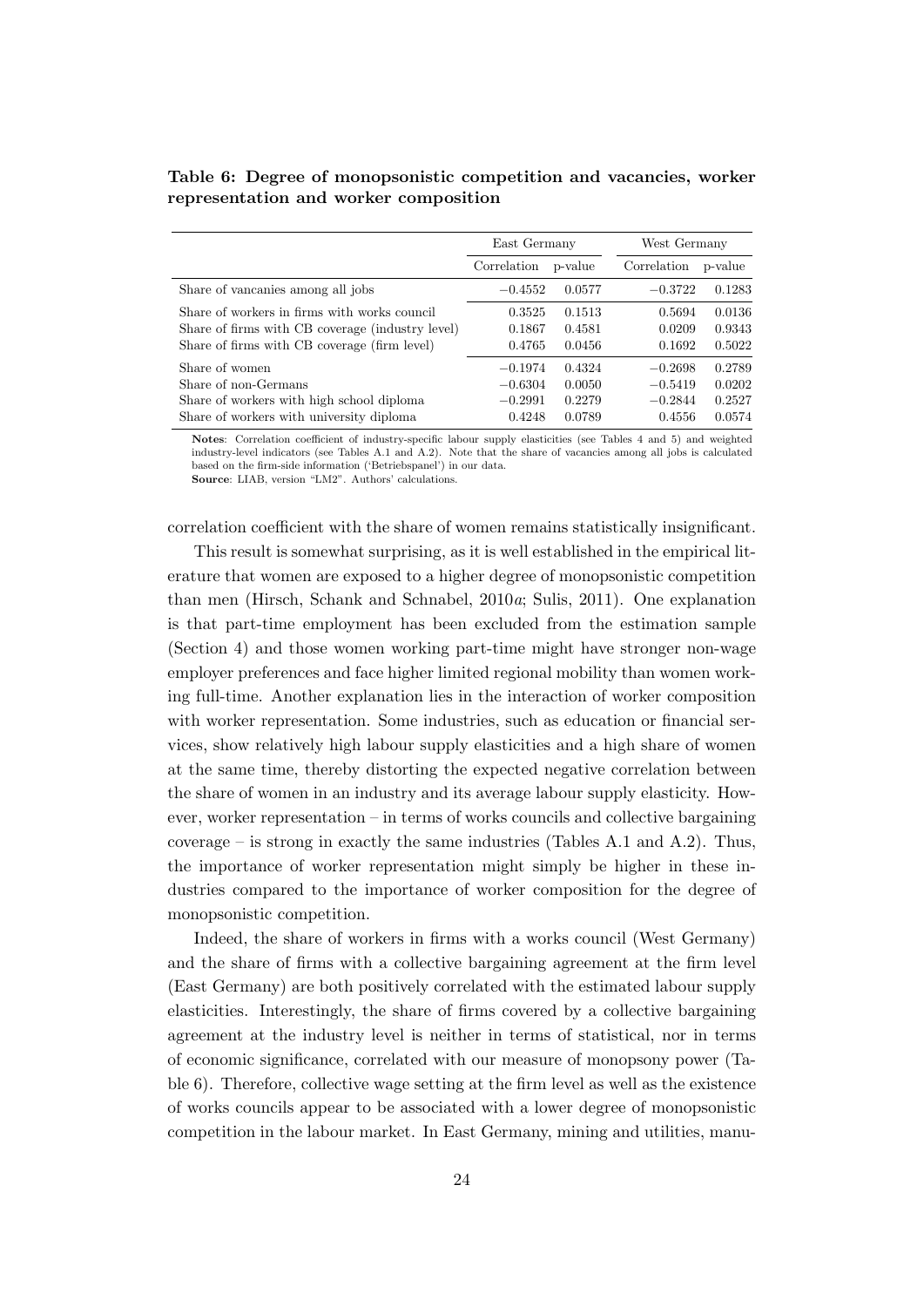**Table 6: Degree of monopsonistic competition and vacancies, worker representation and worker composition**

| | East Germany | | West Germany | |
|---|---|---|---|---|
| | Correlation | p-value | Correlation | p-value |
| Share of vancanies among all jobs | $-0.4552$ | 0.0577 | $-0.3722$ | 0.1283 |
| Share of workers in firms with works council | 0.3525 | 0.1513 | 0.5694 | 0.0136 |
| Share of firms with CB coverage (industry level) | 0.1867 | 0.4581 | 0.0209 | 0.9343 |
| Share of firms with CB coverage (firm level) | 0.4765 | 0.0456 | 0.1692 | 0.5022 |
| Share of women | $-0.1974$ | 0.4324 | $-0.2698$ | 0.2789 |
| Share of non-Germans | $-0.6304$ | 0.0050 | $-0.5419$ | 0.0202 |
| Share of workers with high school diploma | $-0.2991$ | 0.2279 | $-0.2844$ | 0.2527 |
| Share of workers with university diploma | 0.4248 | 0.0789 | 0.4556 | 0.0574 |

**Notes**: Correlation coefficient of industry-specific labour supply elasticities (see Tables 4 and 5) and weighted industry-level indicators (see Tables A.1 and A.2). Note that the share of vacancies among all jobs is calculated based on the firm-side information ('Betriebspanel') in our data.
**Source**: LIAB, version "LM2". Authors' calculations.

correlation coefficient with the share of women remains statistically insignificant.

This result is somewhat surprising, as it is well established in the empirical literature that women are exposed to a higher degree of monopsonistic competition than men (Hirsch, Schank and Schnabel, 2010*a*; Sulis, 2011). One explanation is that part-time employment has been excluded from the estimation sample (Section 4) and those women working part-time might have stronger non-wage employer preferences and face higher limited regional mobility than women working full-time. Another explanation lies in the interaction of worker composition with worker representation. Some industries, such as education or financial services, show relatively high labour supply elasticities and a high share of women at the same time, thereby distorting the expected negative correlation between the share of women in an industry and its average labour supply elasticity. However, worker representation – in terms of works councils and collective bargaining coverage – is strong in exactly the same industries (Tables A.1 and A.2). Thus, the importance of worker representation might simply be higher in these industries compared to the importance of worker composition for the degree of monopsonistic competition.

Indeed, the share of workers in firms with a works council (West Germany) and the share of firms with a collective bargaining agreement at the firm level (East Germany) are both positively correlated with the estimated labour supply elasticities. Interestingly, the share of firms covered by a collective bargaining agreement at the industry level is neither in terms of statistical, nor in terms of economic significance, correlated with our measure of monopsony power (Table 6). Therefore, collective wage setting at the firm level as well as the existence of works councils appear to be associated with a lower degree of monopsonistic competition in the labour market. In East Germany, mining and utilities, manu-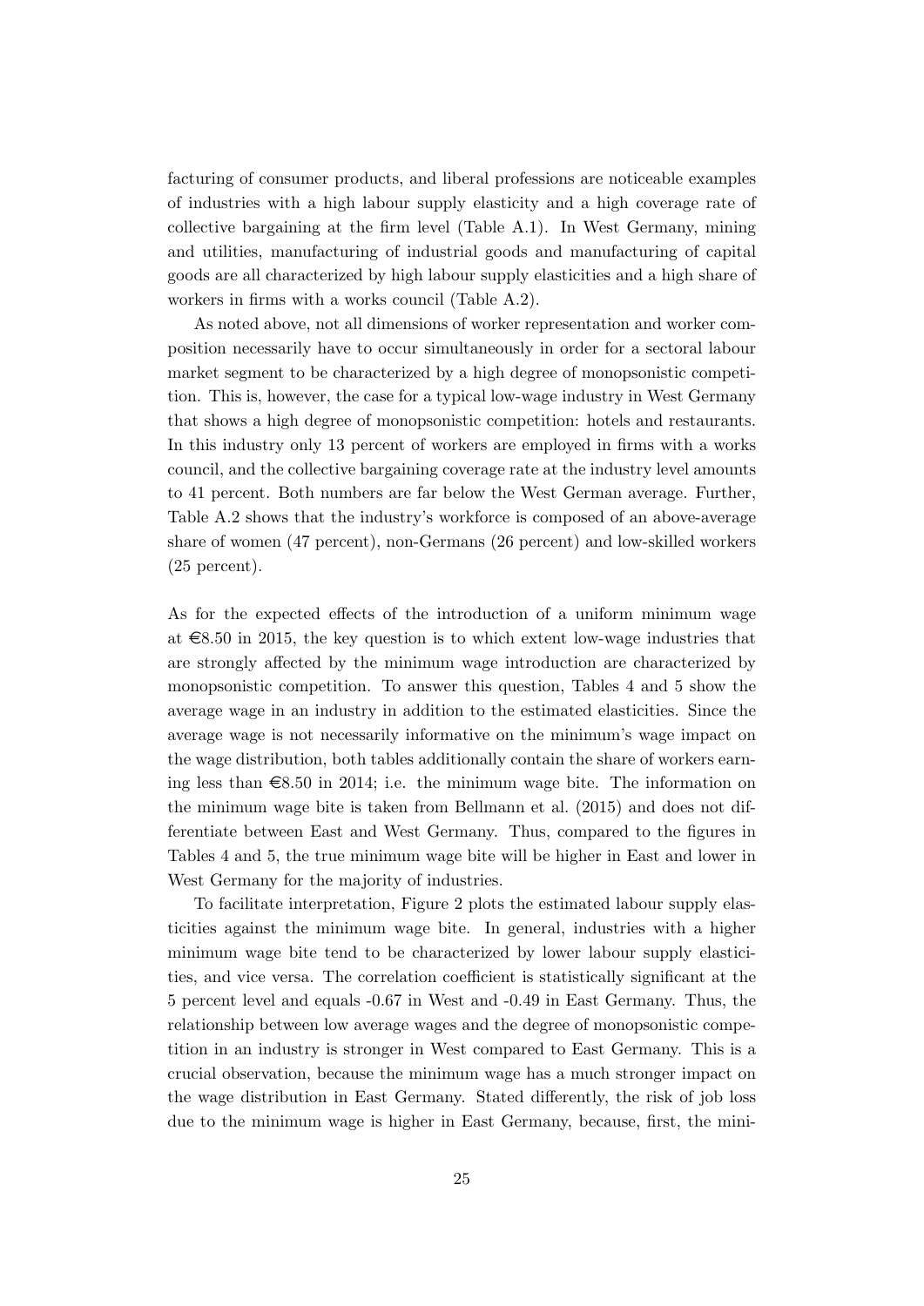facturing of consumer products, and liberal professions are noticeable examples of industries with a high labour supply elasticity and a high coverage rate of collective bargaining at the firm level (Table A.1). In West Germany, mining and utilities, manufacturing of industrial goods and manufacturing of capital goods are all characterized by high labour supply elasticities and a high share of workers in firms with a works council (Table A.2).

As noted above, not all dimensions of worker representation and worker composition necessarily have to occur simultaneously in order for a sectoral labour market segment to be characterized by a high degree of monopsonistic competition. This is, however, the case for a typical low-wage industry in West Germany that shows a high degree of monopsonistic competition: hotels and restaurants. In this industry only 13 percent of workers are employed in firms with a works council, and the collective bargaining coverage rate at the industry level amounts to 41 percent. Both numbers are far below the West German average. Further, Table A.2 shows that the industry's workforce is composed of an above-average share of women (47 percent), non-Germans (26 percent) and low-skilled workers (25 percent).

As for the expected effects of the introduction of a uniform minimum wage at €8.50 in 2015, the key question is to which extent low-wage industries that are strongly affected by the minimum wage introduction are characterized by monopsonistic competition. To answer this question, Tables 4 and 5 show the average wage in an industry in addition to the estimated elasticities. Since the average wage is not necessarily informative on the minimum's wage impact on the wage distribution, both tables additionally contain the share of workers earning less than €8.50 in 2014; i.e. the minimum wage bite. The information on the minimum wage bite is taken from Bellmann et al. (2015) and does not differentiate between East and West Germany. Thus, compared to the figures in Tables 4 and 5, the true minimum wage bite will be higher in East and lower in West Germany for the majority of industries.

To facilitate interpretation, Figure 2 plots the estimated labour supply elasticities against the minimum wage bite. In general, industries with a higher minimum wage bite tend to be characterized by lower labour supply elasticities, and vice versa. The correlation coefficient is statistically significant at the 5 percent level and equals -0.67 in West and -0.49 in East Germany. Thus, the relationship between low average wages and the degree of monopsonistic competition in an industry is stronger in West compared to East Germany. This is a crucial observation, because the minimum wage has a much stronger impact on the wage distribution in East Germany. Stated differently, the risk of job loss due to the minimum wage is higher in East Germany, because, first, the mini-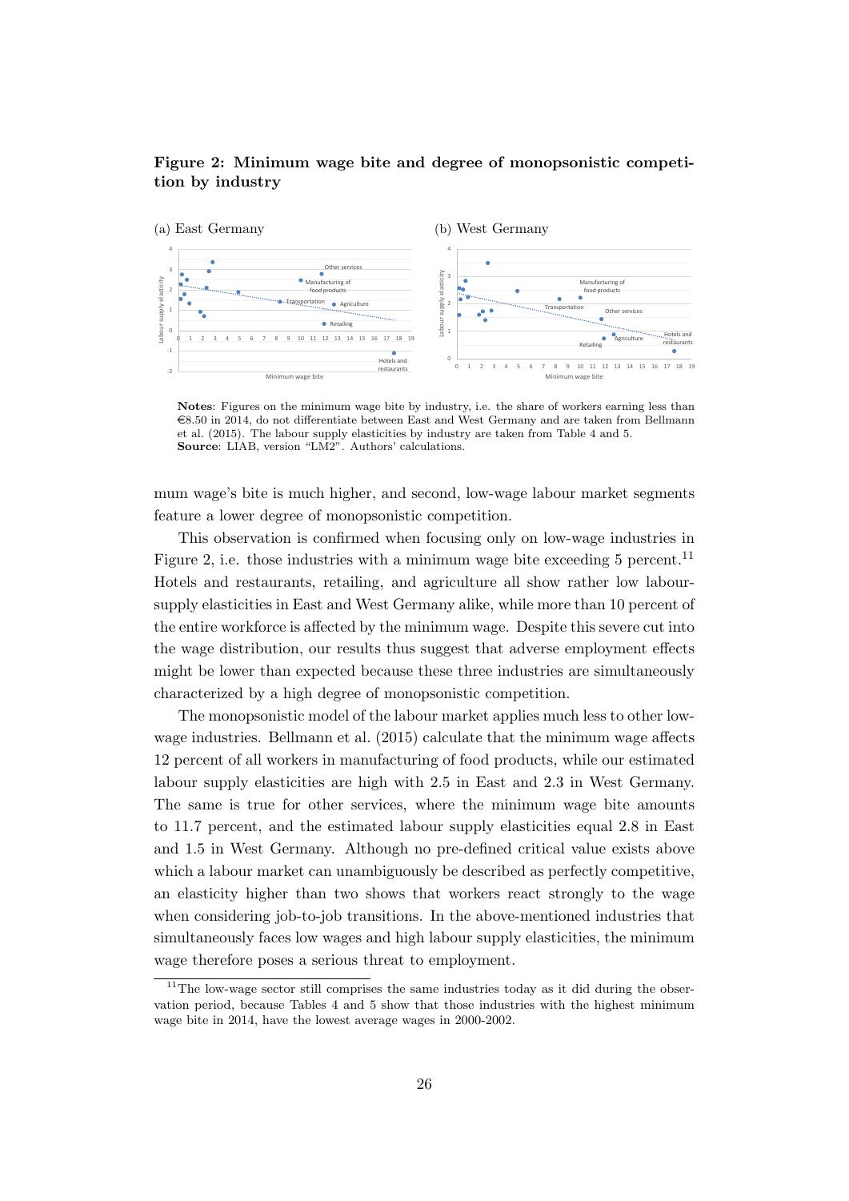**Figure 2: Minimum wage bite and degree of monopsonistic competition by industry**

(a) East Germany

(b) West Germany

**Notes**: Figures on the minimum wage bite by industry, i.e. the share of workers earning less than €8.50 in 2014, do not differentiate between East and West Germany and are taken from Bellmann et al. (2015). The labour supply elasticities by industry are taken from Table 4 and 5.
**Source**: LIAB, version "LM2". Authors' calculations.

mum wage's bite is much higher, and second, low-wage labour market segments feature a lower degree of monopsonistic competition.

This observation is confirmed when focusing only on low-wage industries in Figure 2, i.e. those industries with a minimum wage bite exceeding 5 percent.[11] Hotels and restaurants, retailing, and agriculture all show rather low labour-supply elasticities in East and West Germany alike, while more than 10 percent of the entire workforce is affected by the minimum wage. Despite this severe cut into the wage distribution, our results thus suggest that adverse employment effects might be lower than expected because these three industries are simultaneously characterized by a high degree of monopsonistic competition.

The monopsonistic model of the labour market applies much less to other low-wage industries. Bellmann et al. (2015) calculate that the minimum wage affects 12 percent of all workers in manufacturing of food products, while our estimated labour supply elasticities are high with 2.5 in East and 2.3 in West Germany. The same is true for other services, where the minimum wage bite amounts to 11.7 percent, and the estimated labour supply elasticities equal 2.8 in East and 1.5 in West Germany. Although no pre-defined critical value exists above which a labour market can unambiguously be described as perfectly competitive, an elasticity higher than two shows that workers react strongly to the wage when considering job-to-job transitions. In the above-mentioned industries that simultaneously faces low wages and high labour supply elasticities, the minimum wage therefore poses a serious threat to employment.

[11] The low-wage sector still comprises the same industries today as it did during the observation period, because Tables 4 and 5 show that those industries with the highest minimum wage bite in 2014, have the lowest average wages in 2000-2002.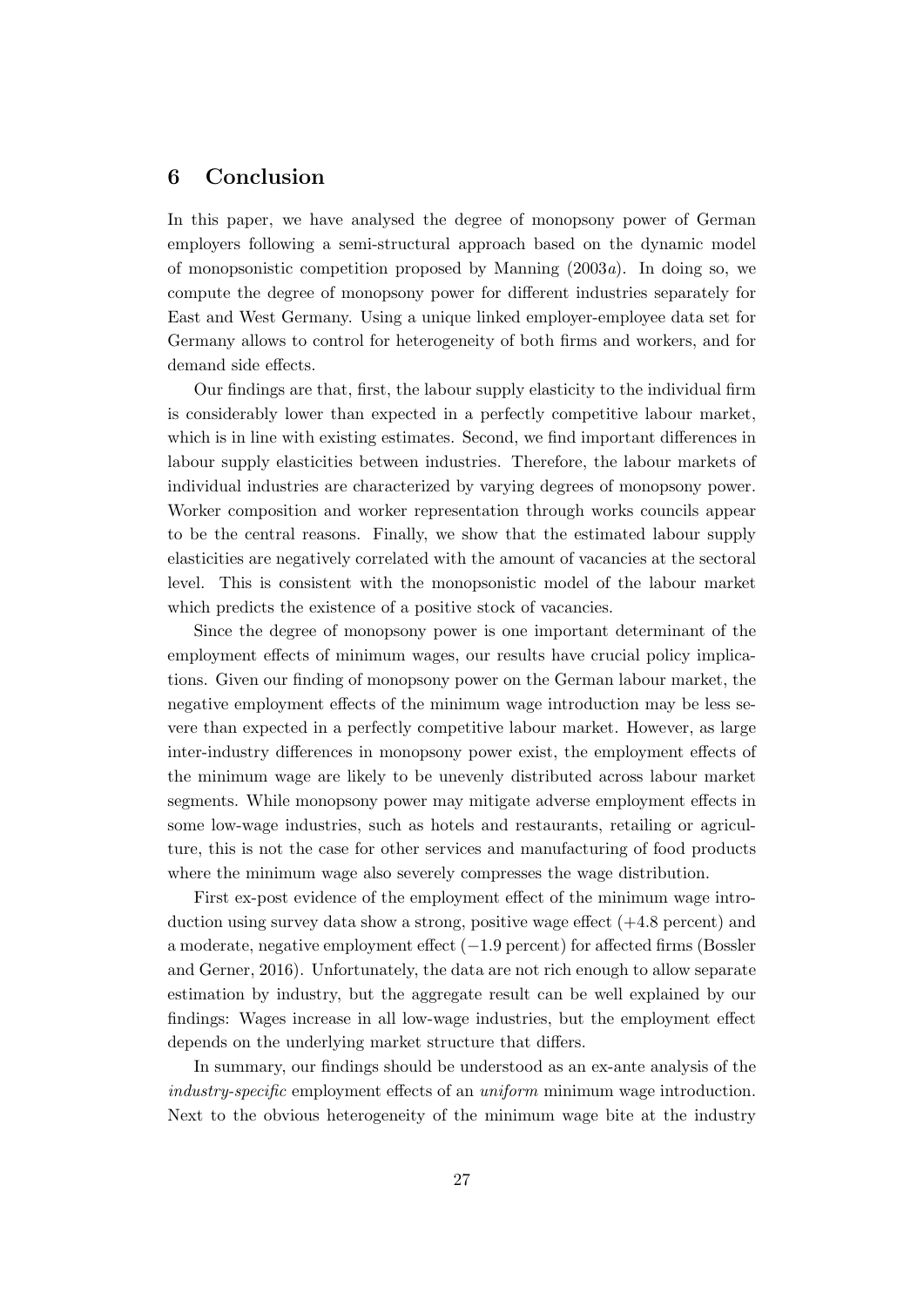## 6 Conclusion

In this paper, we have analysed the degree of monopsony power of German employers following a semi-structural approach based on the dynamic model of monopsonistic competition proposed by Manning (2003*a*). In doing so, we compute the degree of monopsony power for different industries separately for East and West Germany. Using a unique linked employer-employee data set for Germany allows to control for heterogeneity of both firms and workers, and for demand side effects.

Our findings are that, first, the labour supply elasticity to the individual firm is considerably lower than expected in a perfectly competitive labour market, which is in line with existing estimates. Second, we find important differences in labour supply elasticities between industries. Therefore, the labour markets of individual industries are characterized by varying degrees of monopsony power. Worker composition and worker representation through works councils appear to be the central reasons. Finally, we show that the estimated labour supply elasticities are negatively correlated with the amount of vacancies at the sectoral level. This is consistent with the monopsonistic model of the labour market which predicts the existence of a positive stock of vacancies.

Since the degree of monopsony power is one important determinant of the employment effects of minimum wages, our results have crucial policy implications. Given our finding of monopsony power on the German labour market, the negative employment effects of the minimum wage introduction may be less severe than expected in a perfectly competitive labour market. However, as large inter-industry differences in monopsony power exist, the employment effects of the minimum wage are likely to be unevenly distributed across labour market segments. While monopsony power may mitigate adverse employment effects in some low-wage industries, such as hotels and restaurants, retailing or agriculture, this is not the case for other services and manufacturing of food products where the minimum wage also severely compresses the wage distribution.

First ex-post evidence of the employment effect of the minimum wage introduction using survey data show a strong, positive wage effect (+4.8 percent) and a moderate, negative employment effect ($-1.9$ percent) for affected firms (Bossler and Gerner, 2016). Unfortunately, the data are not rich enough to allow separate estimation by industry, but the aggregate result can be well explained by our findings: Wages increase in all low-wage industries, but the employment effect depends on the underlying market structure that differs.

In summary, our findings should be understood as an ex-ante analysis of the *industry-specific* employment effects of an *uniform* minimum wage introduction. Next to the obvious heterogeneity of the minimum wage bite at the industry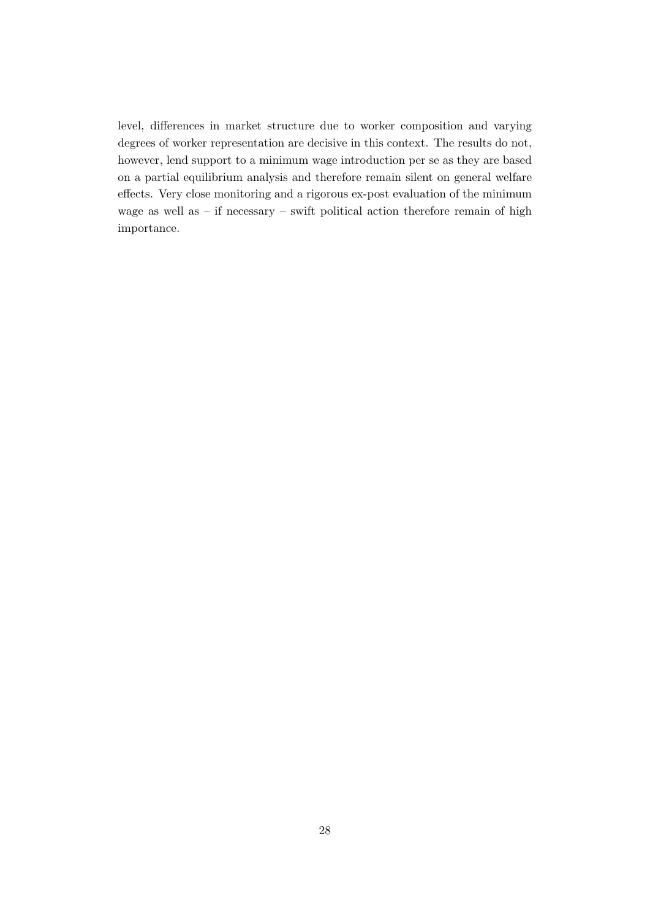level, differences in market structure due to worker composition and varying degrees of worker representation are decisive in this context. The results do not, however, lend support to a minimum wage introduction per se as they are based on a partial equilibrium analysis and therefore remain silent on general welfare effects. Very close monitoring and a rigorous ex-post evaluation of the minimum wage as well as – if necessary – swift political action therefore remain of high importance.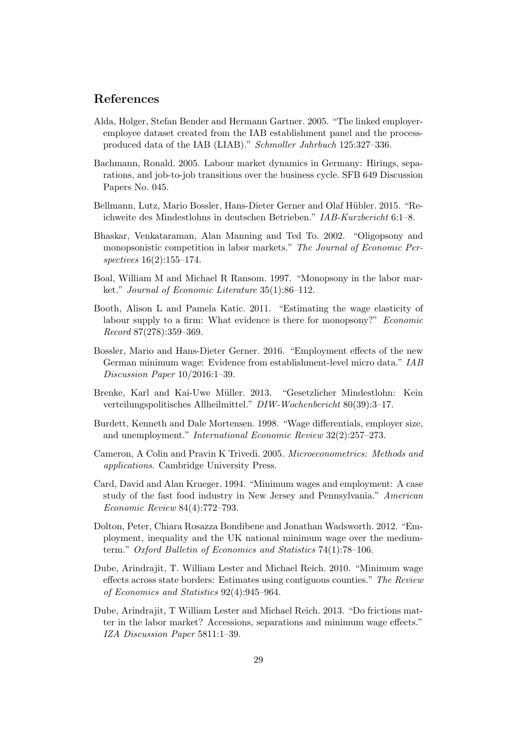## References

Alda, Holger, Stefan Bender and Hermann Gartner. 2005. "The linked employer-employee dataset created from the IAB establishment panel and the process-produced data of the IAB (LIAB)." *Schmoller Jahrbuch* 125:327–336.

Bachmann, Ronald. 2005. Labour market dynamics in Germany: Hirings, separations, and job-to-job transitions over the business cycle. SFB 649 Discussion Papers No. 045.

Bellmann, Lutz, Mario Bossler, Hans-Dieter Gerner and Olaf Hübler. 2015. "Reichweite des Mindestlohns in deutschen Betrieben." *IAB-Kurzbericht* 6:1–8.

Bhaskar, Venkataraman, Alan Manning and Ted To. 2002. "Oligopsony and monopsonistic competition in labor markets." *The Journal of Economic Perspectives* 16(2):155–174.

Boal, William M and Michael R Ransom. 1997. "Monopsony in the labor market." *Journal of Economic Literature* 35(1):86–112.

Booth, Alison L and Pamela Katic. 2011. "Estimating the wage elasticity of labour supply to a firm: What evidence is there for monopsony?" *Economic Record* 87(278):359–369.

Bossler, Mario and Hans-Dieter Gerner. 2016. "Employment effects of the new German minimum wage: Evidence from establishment-level micro data." *IAB Discussion Paper* 10/2016:1–39.

Brenke, Karl and Kai-Uwe Müller. 2013. "Gesetzlicher Mindestlohn: Kein verteilungspolitisches Allheilmittel." *DIW-Wochenbericht* 80(39):3–17.

Burdett, Kenneth and Dale Mortensen. 1998. "Wage differentials, employer size, and unemployment." *International Economic Review* 32(2):257–273.

Cameron, A Colin and Pravin K Trivedi. 2005. *Microeconometrics: Methods and applications*. Cambridge University Press.

Card, David and Alan Krueger. 1994. "Minimum wages and employment: A case study of the fast food industry in New Jersey and Pennsylvania." *American Economic Review* 84(4):772–793.

Dolton, Peter, Chiara Rosazza Bondibene and Jonathan Wadsworth. 2012. "Employment, inequality and the UK national minimum wage over the medium-term." *Oxford Bulletin of Economics and Statistics* 74(1):78–106.

Dube, Arindrajit, T. William Lester and Michael Reich. 2010. "Minimum wage effects across state borders: Estimates using contiguous counties." *The Review of Economics and Statistics* 92(4):945–964.

Dube, Arindrajit, T William Lester and Michael Reich. 2013. "Do frictions matter in the labor market? Accessions, separations and minimum wage effects." *IZA Discussion Paper* 5811:1–39.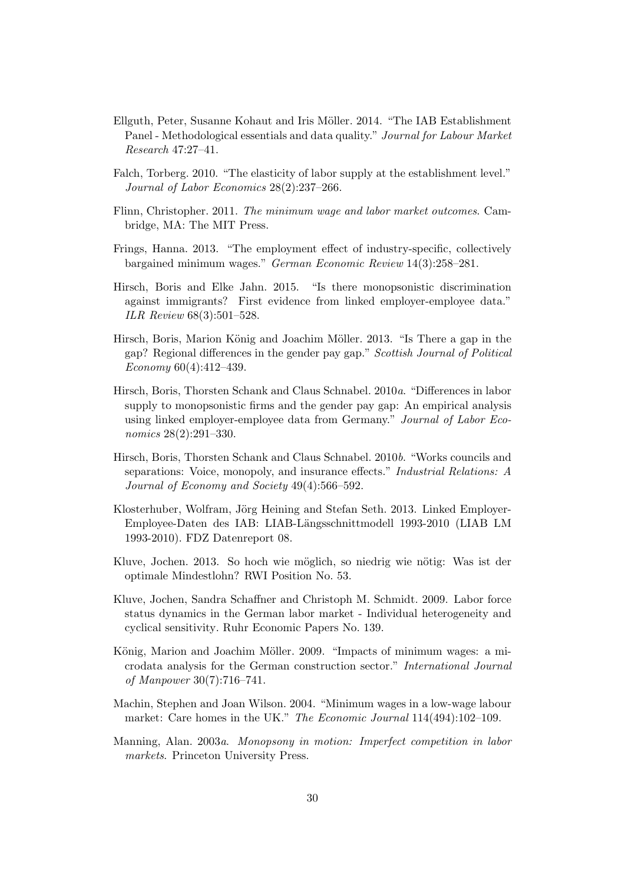Ellguth, Peter, Susanne Kohaut and Iris Möller. 2014. "The IAB Establishment Panel - Methodological essentials and data quality." *Journal for Labour Market Research* 47:27–41.

Falch, Torberg. 2010. "The elasticity of labor supply at the establishment level." *Journal of Labor Economics* 28(2):237–266.

Flinn, Christopher. 2011. *The minimum wage and labor market outcomes*. Cambridge, MA: The MIT Press.

Frings, Hanna. 2013. "The employment effect of industry-specific, collectively bargained minimum wages." *German Economic Review* 14(3):258–281.

Hirsch, Boris and Elke Jahn. 2015. "Is there monopsonistic discrimination against immigrants? First evidence from linked employer-employee data." *ILR Review* 68(3):501–528.

Hirsch, Boris, Marion König and Joachim Möller. 2013. "Is There a gap in the gap? Regional differences in the gender pay gap." *Scottish Journal of Political Economy* 60(4):412–439.

Hirsch, Boris, Thorsten Schank and Claus Schnabel. 2010*a*. "Differences in labor supply to monopsonistic firms and the gender pay gap: An empirical analysis using linked employer-employee data from Germany." *Journal of Labor Economics* 28(2):291–330.

Hirsch, Boris, Thorsten Schank and Claus Schnabel. 2010*b*. "Works councils and separations: Voice, monopoly, and insurance effects." *Industrial Relations: A Journal of Economy and Society* 49(4):566–592.

Klosterhuber, Wolfram, Jörg Heining and Stefan Seth. 2013. Linked Employer-Employee-Daten des IAB: LIAB-Längsschnittmodell 1993-2010 (LIAB LM 1993-2010). FDZ Datenreport 08.

Kluve, Jochen. 2013. So hoch wie möglich, so niedrig wie nötig: Was ist der optimale Mindestlohn? RWI Position No. 53.

Kluve, Jochen, Sandra Schaffner and Christoph M. Schmidt. 2009. Labor force status dynamics in the German labor market - Individual heterogeneity and cyclical sensitivity. Ruhr Economic Papers No. 139.

König, Marion and Joachim Möller. 2009. "Impacts of minimum wages: a microdata analysis for the German construction sector." *International Journal of Manpower* 30(7):716–741.

Machin, Stephen and Joan Wilson. 2004. "Minimum wages in a low-wage labour market: Care homes in the UK." *The Economic Journal* 114(494):102–109.

Manning, Alan. 2003*a*. *Monopsony in motion: Imperfect competition in labor markets*. Princeton University Press.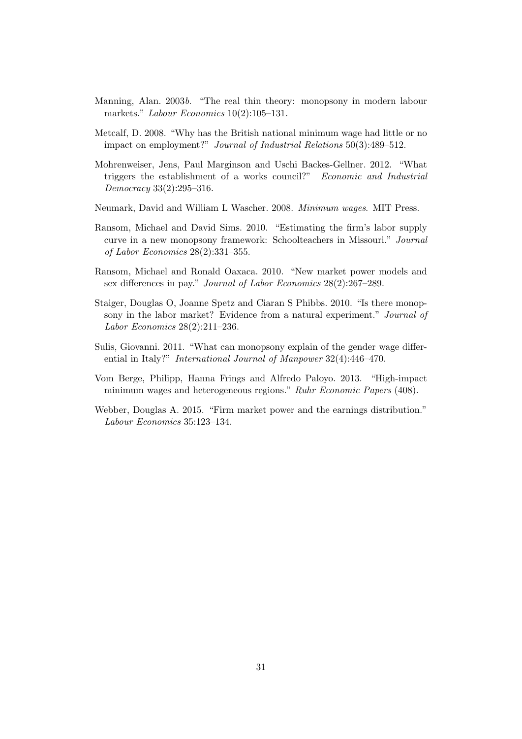Manning, Alan. 2003*b*. "The real thin theory: monopsony in modern labour markets." *Labour Economics* 10(2):105–131.

Metcalf, D. 2008. "Why has the British national minimum wage had little or no impact on employment?" *Journal of Industrial Relations* 50(3):489–512.

Mohrenweiser, Jens, Paul Marginson and Uschi Backes-Gellner. 2012. "What triggers the establishment of a works council?" *Economic and Industrial Democracy* 33(2):295–316.

Neumark, David and William L Wascher. 2008. *Minimum wages*. MIT Press.

Ransom, Michael and David Sims. 2010. "Estimating the firm's labor supply curve in a new monopsony framework: Schoolteachers in Missouri." *Journal of Labor Economics* 28(2):331–355.

Ransom, Michael and Ronald Oaxaca. 2010. "New market power models and sex differences in pay." *Journal of Labor Economics* 28(2):267–289.

Staiger, Douglas O, Joanne Spetz and Ciaran S Phibbs. 2010. "Is there monopsony in the labor market? Evidence from a natural experiment." *Journal of Labor Economics* 28(2):211–236.

Sulis, Giovanni. 2011. "What can monopsony explain of the gender wage differential in Italy?" *International Journal of Manpower* 32(4):446–470.

Vom Berge, Philipp, Hanna Frings and Alfredo Paloyo. 2013. "High-impact minimum wages and heterogeneous regions." *Ruhr Economic Papers* (408).

Webber, Douglas A. 2015. "Firm market power and the earnings distribution." *Labour Economics* 35:123–134.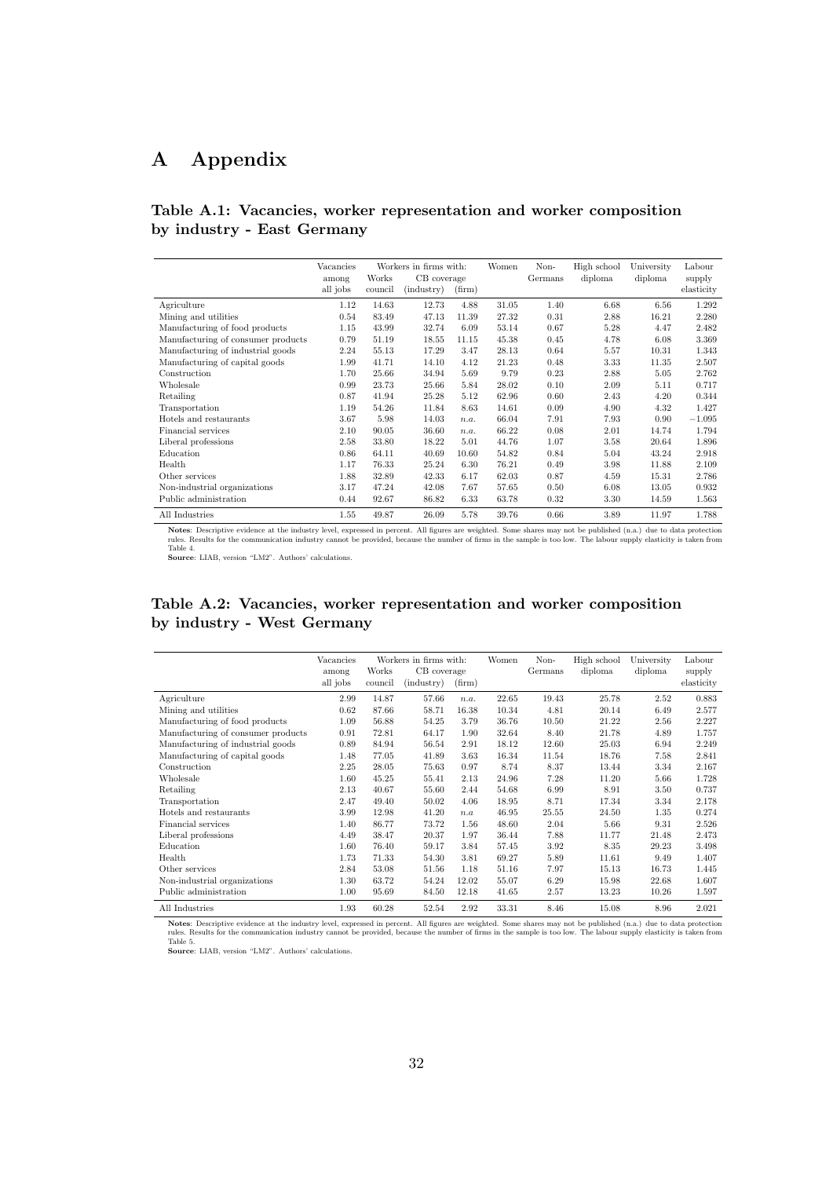# A Appendix

### Table A.1: Vacancies, worker representation and worker composition by industry - East Germany

| | Vacancies among all jobs | Workers in firms with: Works council | CB coverage (industry) | (firm) | Women | Non-Germans | High school diploma | University diploma | Labour supply elasticity |
|---|---|---|---|---|---|---|---|---|---|
| Agriculture | 1.12 | 14.63 | 12.73 | 4.88 | 31.05 | 1.40 | 6.68 | 6.56 | 1.292 |
| Mining and utilities | 0.54 | 83.49 | 47.13 | 11.39 | 27.32 | 0.31 | 2.88 | 16.21 | 2.280 |
| Manufacturing of food products | 1.15 | 43.99 | 32.74 | 6.09 | 53.14 | 0.67 | 5.28 | 4.47 | 2.482 |
| Manufacturing of consumer products | 0.79 | 51.19 | 18.55 | 11.15 | 45.38 | 0.45 | 4.78 | 6.08 | 3.369 |
| Manufacturing of industrial goods | 2.24 | 55.13 | 17.29 | 3.47 | 28.13 | 0.64 | 5.57 | 10.31 | 1.343 |
| Manufacturing of capital goods | 1.99 | 41.71 | 14.10 | 4.12 | 21.23 | 0.48 | 3.33 | 11.35 | 2.507 |
| Construction | 1.70 | 25.66 | 34.94 | 5.69 | 9.79 | 0.23 | 2.88 | 5.05 | 2.762 |
| Wholesale | 0.99 | 23.73 | 25.66 | 5.84 | 28.02 | 0.10 | 2.09 | 5.11 | 0.717 |
| Retailing | 0.87 | 41.94 | 25.28 | 5.12 | 62.96 | 0.60 | 2.43 | 4.20 | 0.344 |
| Transportation | 1.19 | 54.26 | 11.84 | 8.63 | 14.61 | 0.09 | 4.90 | 4.32 | 1.427 |
| Hotels and restaurants | 3.67 | 5.98 | 14.03 | *n.a.* | 66.04 | 7.91 | 7.93 | 0.90 | −1.095 |
| Financial services | 2.10 | 90.05 | 36.60 | *n.a.* | 66.22 | 0.08 | 2.01 | 14.74 | 1.794 |
| Liberal professions | 2.58 | 33.80 | 18.22 | 5.01 | 44.76 | 1.07 | 3.58 | 20.64 | 1.896 |
| Education | 0.86 | 64.11 | 40.69 | 10.60 | 54.82 | 0.84 | 5.04 | 43.24 | 2.918 |
| Health | 1.17 | 76.33 | 25.24 | 6.30 | 76.21 | 0.49 | 3.98 | 11.88 | 2.109 |
| Other services | 1.88 | 32.89 | 42.33 | 6.17 | 62.03 | 0.87 | 4.59 | 15.31 | 2.786 |
| Non-industrial organizations | 3.17 | 47.24 | 42.08 | 7.67 | 57.65 | 0.50 | 6.08 | 13.05 | 0.932 |
| Public administration | 0.44 | 92.67 | 86.82 | 6.33 | 63.78 | 0.32 | 3.30 | 14.59 | 1.563 |
| All Industries | 1.55 | 49.87 | 26.09 | 5.78 | 39.76 | 0.66 | 3.89 | 11.97 | 1.788 |

**Notes**: Descriptive evidence at the industry level, expressed in percent. All figures are weighted. Some shares may not be published (n.a.) due to data protection rules. Results for the communication industry cannot be provided, because the number of firms in the sample is too low. The labour supply elasticity is taken from Table 4.
**Source**: LIAB, version "LM2". Authors' calculations.

### Table A.2: Vacancies, worker representation and worker composition by industry - West Germany

| | Vacancies among all jobs | Workers in firms with: Works council | CB coverage (industry) | (firm) | Women | Non-Germans | High school diploma | University diploma | Labour supply elasticity |
|---|---|---|---|---|---|---|---|---|---|
| Agriculture | 2.99 | 14.87 | 57.66 | *n.a.* | 22.65 | 19.43 | 25.78 | 2.52 | 0.883 |
| Mining and utilities | 0.62 | 87.66 | 58.71 | 16.38 | 10.34 | 4.81 | 20.14 | 6.49 | 2.577 |
| Manufacturing of food products | 1.09 | 56.88 | 54.25 | 3.79 | 36.76 | 10.50 | 21.22 | 2.56 | 2.227 |
| Manufacturing of consumer products | 0.91 | 72.81 | 64.17 | 1.90 | 32.64 | 8.40 | 21.78 | 4.89 | 1.757 |
| Manufacturing of industrial goods | 0.89 | 84.94 | 56.54 | 2.91 | 18.12 | 12.60 | 25.03 | 6.94 | 2.249 |
| Manufacturing of capital goods | 1.48 | 77.05 | 41.89 | 3.63 | 16.34 | 11.54 | 18.76 | 7.58 | 2.841 |
| Construction | 2.25 | 28.05 | 75.63 | 0.97 | 8.74 | 8.37 | 13.44 | 3.34 | 2.167 |
| Wholesale | 1.60 | 45.25 | 55.41 | 2.13 | 24.96 | 7.28 | 11.20 | 5.66 | 1.728 |
| Retailing | 2.13 | 40.67 | 55.60 | 2.44 | 54.68 | 6.99 | 8.91 | 3.50 | 0.737 |
| Transportation | 2.47 | 49.40 | 50.02 | 4.06 | 18.95 | 8.71 | 17.34 | 3.34 | 2.178 |
| Hotels and restaurants | 3.99 | 12.98 | 41.20 | *n.a* | 46.95 | 25.55 | 24.50 | 1.35 | 0.274 |
| Financial services | 1.40 | 86.77 | 73.72 | 1.56 | 48.60 | 2.04 | 5.66 | 9.31 | 2.526 |
| Liberal professions | 4.49 | 38.47 | 20.37 | 1.97 | 36.44 | 7.88 | 11.77 | 21.48 | 2.473 |
| Education | 1.60 | 76.40 | 59.17 | 3.84 | 57.45 | 3.92 | 8.35 | 29.23 | 3.498 |
| Health | 1.73 | 71.33 | 54.30 | 3.81 | 69.27 | 5.89 | 11.61 | 9.49 | 1.407 |
| Other services | 2.84 | 53.08 | 51.56 | 1.18 | 51.16 | 7.97 | 15.13 | 16.73 | 1.445 |
| Non-industrial organizations | 1.30 | 63.72 | 54.24 | 12.02 | 55.07 | 6.29 | 15.98 | 22.68 | 1.607 |
| Public administration | 1.00 | 95.69 | 84.50 | 12.18 | 41.65 | 2.57 | 13.23 | 10.26 | 1.597 |
| All Industries | 1.93 | 60.28 | 52.54 | 2.92 | 33.31 | 8.46 | 15.08 | 8.96 | 2.021 |

**Notes**: Descriptive evidence at the industry level, expressed in percent. All figures are weighted. Some shares may not be published (n.a.) due to data protection rules. Results for the communication industry cannot be provided, because the number of firms in the sample is too low. The labour supply elasticity is taken from Table 5.
**Source**: LIAB, version "LM2". Authors' calculations.